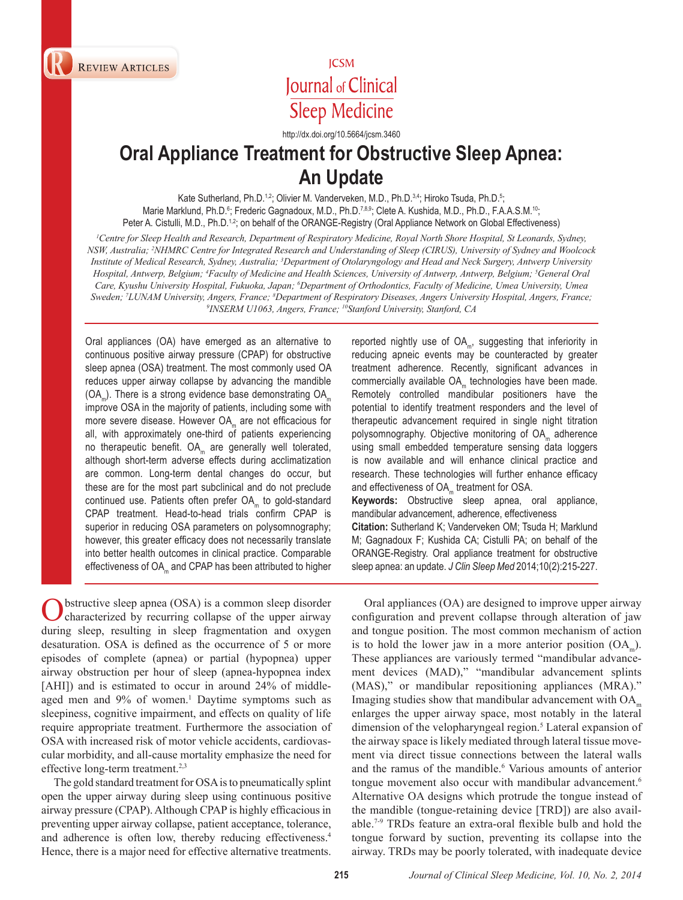REVIEW ARTICLES

http://dx.doi.org/10.5664/jcsm.3460

# Oral Appliance Treatment for Obstructive Sleep Apnea: An Update

Kate Sutherland, Ph.D.[1,2]; Olivier M. Vanderveken, M.D., Ph.D.[3,4]; Hiroko Tsuda, Ph.D.[5]; Marie Marklund, Ph.D.[6]; Frederic Gagnadoux, M.D., Ph.D.[7,8,9]; Clete A. Kushida, M.D., Ph.D., F.A.A.S.M.[10]; Peter A. Cistulli, M.D., Ph.D.[1,2]; on behalf of the ORANGE-Registry (Oral Appliance Network on Global Effectiveness)

*[1]Centre for Sleep Health and Research, Department of Respiratory Medicine, Royal North Shore Hospital, St Leonards, Sydney, NSW, Australia; [2]NHMRC Centre for Integrated Research and Understanding of Sleep (CIRUS), University of Sydney and Woolcock Institute of Medical Research, Sydney, Australia; [3]Department of Otolaryngology and Head and Neck Surgery, Antwerp University Hospital, Antwerp, Belgium; [4]Faculty of Medicine and Health Sciences, University of Antwerp, Antwerp, Belgium; [5]General Oral Care, Kyushu University Hospital, Fukuoka, Japan; [6]Department of Orthodontics, Faculty of Medicine, Umea University, Umea Sweden; [7]LUNAM University, Angers, France; [8]Department of Respiratory Diseases, Angers University Hospital, Angers, France; [9]INSERM U1063, Angers, France; [10]Stanford University, Stanford, CA*

Oral appliances (OA) have emerged as an alternative to continuous positive airway pressure (CPAP) for obstructive sleep apnea (OSA) treatment. The most commonly used OA reduces upper airway collapse by advancing the mandible ($OA_m$). There is a strong evidence base demonstrating $OA_m$ improve OSA in the majority of patients, including some with more severe disease. However $OA_m$ are not efficacious for all, with approximately one-third of patients experiencing no therapeutic benefit. $OA_m$ are generally well tolerated, although short-term adverse effects during acclimatization are common. Long-term dental changes do occur, but these are for the most part subclinical and do not preclude continued use. Patients often prefer $OA_m$ to gold-standard CPAP treatment. Head-to-head trials confirm CPAP is superior in reducing OSA parameters on polysomnography; however, this greater efficacy does not necessarily translate into better health outcomes in clinical practice. Comparable effectiveness of $OA_m$ and CPAP has been attributed to higher reported nightly use of $OA_m$, suggesting that inferiority in reducing apneic events may be counteracted by greater treatment adherence. Recently, significant advances in commercially available $OA_m$ technologies have been made. Remotely controlled mandibular positioners have the potential to identify treatment responders and the level of therapeutic advancement required in single night titration polysomnography. Objective monitoring of $OA_m$ adherence using small embedded temperature sensing data loggers is now available and will enhance clinical practice and research. These technologies will further enhance efficacy and effectiveness of $OA_m$ treatment for OSA.

**Keywords:** Obstructive sleep apnea, oral appliance, mandibular advancement, adherence, effectiveness

**Citation:** Sutherland K; Vanderveken OM; Tsuda H; Marklund M; Gagnadoux F; Kushida CA; Cistulli PA; on behalf of the ORANGE-Registry. Oral appliance treatment for obstructive sleep apnea: an update. *J Clin Sleep Med* 2014;10(2):215-227.

Obstructive sleep apnea (OSA) is a common sleep disorder characterized by recurring collapse of the upper airway during sleep, resulting in sleep fragmentation and oxygen desaturation. OSA is defined as the occurrence of 5 or more episodes of complete (apnea) or partial (hypopnea) upper airway obstruction per hour of sleep (apnea-hypopnea index [AHI]) and is estimated to occur in around 24% of middle-aged men and 9% of women.[1] Daytime symptoms such as sleepiness, cognitive impairment, and effects on quality of life require appropriate treatment. Furthermore the association of OSA with increased risk of motor vehicle accidents, cardiovascular morbidity, and all-cause mortality emphasize the need for effective long-term treatment.[2,3]

The gold standard treatment for OSA is to pneumatically splint open the upper airway during sleep using continuous positive airway pressure (CPAP). Although CPAP is highly efficacious in preventing upper airway collapse, patient acceptance, tolerance, and adherence is often low, thereby reducing effectiveness.[4] Hence, there is a major need for effective alternative treatments.

Oral appliances (OA) are designed to improve upper airway configuration and prevent collapse through alteration of jaw and tongue position. The most common mechanism of action is to hold the lower jaw in a more anterior position ($OA_m$). These appliances are variously termed "mandibular advancement devices (MAD)," "mandibular advancement splints (MAS)," or mandibular repositioning appliances (MRA)." Imaging studies show that mandibular advancement with $OA_m$ enlarges the upper airway space, most notably in the lateral dimension of the velopharyngeal region.[5] Lateral expansion of the airway space is likely mediated through lateral tissue movement via direct tissue connections between the lateral walls and the ramus of the mandible.[6] Various amounts of anterior tongue movement also occur with mandibular advancement.[6] Alternative OA designs which protrude the tongue instead of the mandible (tongue-retaining device [TRD]) are also available.[7-9] TRDs feature an extra-oral flexible bulb and hold the tongue forward by suction, preventing its collapse into the airway. TRDs may be poorly tolerated, with inadequate device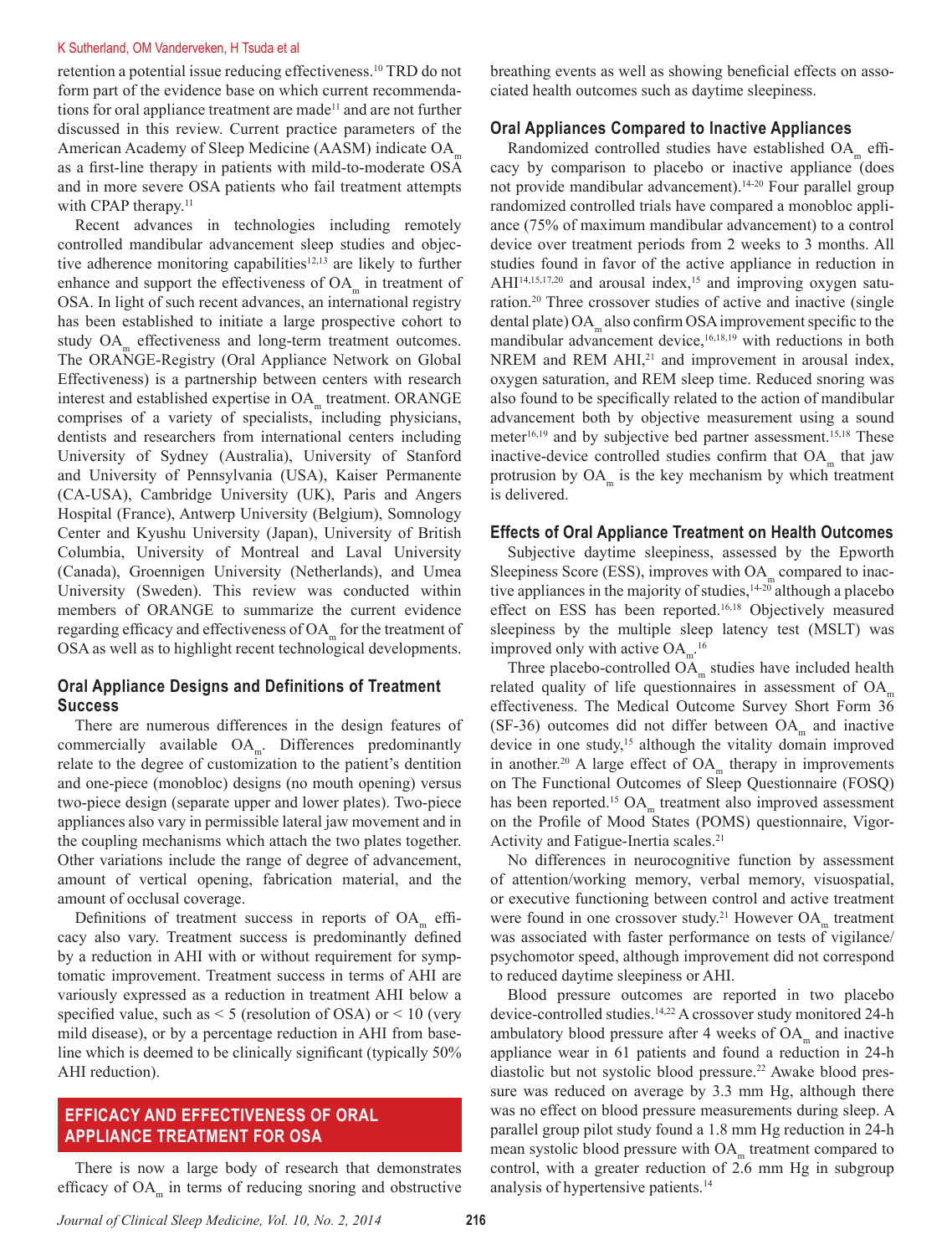retention a potential issue reducing effectiveness.[10] TRD do not form part of the evidence base on which current recommendations for oral appliance treatment are made[11] and are not further discussed in this review. Current practice parameters of the American Academy of Sleep Medicine (AASM) indicate $OA_m$ as a first-line therapy in patients with mild-to-moderate OSA and in more severe OSA patients who fail treatment attempts with CPAP therapy.[11]

Recent advances in technologies including remotely controlled mandibular advancement sleep studies and objective adherence monitoring capabilities[12,13] are likely to further enhance and support the effectiveness of $OA_m$ in treatment of OSA. In light of such recent advances, an international registry has been established to initiate a large prospective cohort to study $OA_m$ effectiveness and long-term treatment outcomes. The ORANGE-Registry (Oral Appliance Network on Global Effectiveness) is a partnership between centers with research interest and established expertise in $OA_m$ treatment. ORANGE comprises of a variety of specialists, including physicians, dentists and researchers from international centers including University of Sydney (Australia), University of Stanford and University of Pennsylvania (USA), Kaiser Permanente (CA-USA), Cambridge University (UK), Paris and Angers Hospital (France), Antwerp University (Belgium), Somnology Center and Kyushu University (Japan), University of British Columbia, University of Montreal and Laval University (Canada), Groennigen University (Netherlands), and Umea University (Sweden). This review was conducted within members of ORANGE to summarize the current evidence regarding efficacy and effectiveness of $OA_m$ for the treatment of OSA as well as to highlight recent technological developments.

### Oral Appliance Designs and Definitions of Treatment Success

There are numerous differences in the design features of commercially available $OA_m$. Differences predominantly relate to the degree of customization to the patient's dentition and one-piece (monobloc) designs (no mouth opening) versus two-piece design (separate upper and lower plates). Two-piece appliances also vary in permissible lateral jaw movement and in the coupling mechanisms which attach the two plates together. Other variations include the range of degree of advancement, amount of vertical opening, fabrication material, and the amount of occlusal coverage.

Definitions of treatment success in reports of $OA_m$ efficacy also vary. Treatment success is predominantly defined by a reduction in AHI with or without requirement for symptomatic improvement. Treatment success in terms of AHI are variously expressed as a reduction in treatment AHI below a specified value, such as < 5 (resolution of OSA) or < 10 (very mild disease), or by a percentage reduction in AHI from baseline which is deemed to be clinically significant (typically 50% AHI reduction).

## EFFICACY AND EFFECTIVENESS OF ORAL APPLIANCE TREATMENT FOR OSA

There is now a large body of research that demonstrates efficacy of $OA_m$ in terms of reducing snoring and obstructive breathing events as well as showing beneficial effects on associated health outcomes such as daytime sleepiness.

### Oral Appliances Compared to Inactive Appliances

Randomized controlled studies have established $OA_m$ efficacy by comparison to placebo or inactive appliance (does not provide mandibular advancement).[14-20] Four parallel group randomized controlled trials have compared a monobloc appliance (75% of maximum mandibular advancement) to a control device over treatment periods from 2 weeks to 3 months. All studies found in favor of the active appliance in reduction in AHI[14,15,17,20] and arousal index,[15] and improving oxygen saturation.[20] Three crossover studies of active and inactive (single dental plate) $OA_m$ also confirm OSA improvement specific to the mandibular advancement device,[16,18,19] with reductions in both NREM and REM AHI,[21] and improvement in arousal index, oxygen saturation, and REM sleep time. Reduced snoring was also found to be specifically related to the action of mandibular advancement both by objective measurement using a sound meter[16,19] and by subjective bed partner assessment.[15,18] These inactive-device controlled studies confirm that $OA_m$ that jaw protrusion by $OA_m$ is the key mechanism by which treatment is delivered.

### Effects of Oral Appliance Treatment on Health Outcomes

Subjective daytime sleepiness, assessed by the Epworth Sleepiness Score (ESS), improves with $OA_m$ compared to inactive appliances in the majority of studies,[14-20] although a placebo effect on ESS has been reported.[16,18] Objectively measured sleepiness by the multiple sleep latency test (MSLT) was improved only with active $OA_m$.[16]

Three placebo-controlled $OA_m$ studies have included health related quality of life questionnaires in assessment of $OA_m$ effectiveness. The Medical Outcome Survey Short Form 36 (SF-36) outcomes did not differ between $OA_m$ and inactive device in one study,[15] although the vitality domain improved in another.[20] A large effect of $OA_m$ therapy in improvements on The Functional Outcomes of Sleep Questionnaire (FOSQ) has been reported.[15] $OA_m$ treatment also improved assessment on the Profile of Mood States (POMS) questionnaire, Vigor-Activity and Fatigue-Inertia scales.[21]

No differences in neurocognitive function by assessment of attention/working memory, verbal memory, visuospatial, or executive functioning between control and active treatment were found in one crossover study.[21] However $OA_m$ treatment was associated with faster performance on tests of vigilance/psychomotor speed, although improvement did not correspond to reduced daytime sleepiness or AHI.

Blood pressure outcomes are reported in two placebo device-controlled studies.[14,22] A crossover study monitored 24-h ambulatory blood pressure after 4 weeks of $OA_m$ and inactive appliance wear in 61 patients and found a reduction in 24-h diastolic but not systolic blood pressure.[22] Awake blood pressure was reduced on average by 3.3 mm Hg, although there was no effect on blood pressure measurements during sleep. A parallel group pilot study found a 1.8 mm Hg reduction in 24-h mean systolic blood pressure with $OA_m$ treatment compared to control, with a greater reduction of 2.6 mm Hg in subgroup analysis of hypertensive patients.[14]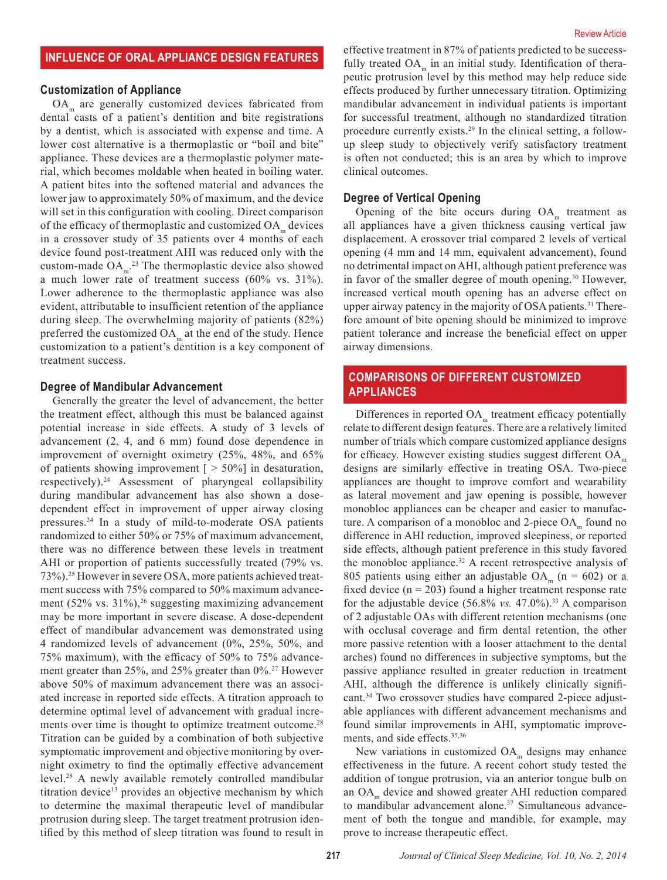## INFLUENCE OF ORAL APPLIANCE DESIGN FEATURES

### Customization of Appliance

$OA_m$ are generally customized devices fabricated from dental casts of a patient's dentition and bite registrations by a dentist, which is associated with expense and time. A lower cost alternative is a thermoplastic or "boil and bite" appliance. These devices are a thermoplastic polymer material, which becomes moldable when heated in boiling water. A patient bites into the softened material and advances the lower jaw to approximately 50% of maximum, and the device will set in this configuration with cooling. Direct comparison of the efficacy of thermoplastic and customized $OA_m$ devices in a crossover study of 35 patients over 4 months of each device found post-treatment AHI was reduced only with the custom-made $OA_m$.[23] The thermoplastic device also showed a much lower rate of treatment success (60% vs. 31%). Lower adherence to the thermoplastic appliance was also evident, attributable to insufficient retention of the appliance during sleep. The overwhelming majority of patients (82%) preferred the customized $OA_m$ at the end of the study. Hence customization to a patient's dentition is a key component of treatment success.

### Degree of Mandibular Advancement

Generally the greater the level of advancement, the better the treatment effect, although this must be balanced against potential increase in side effects. A study of 3 levels of advancement (2, 4, and 6 mm) found dose dependence in improvement of overnight oximetry (25%, 48%, and 65% of patients showing improvement [ > 50%] in desaturation, respectively).[24] Assessment of pharyngeal collapsibility during mandibular advancement has also shown a dose-dependent effect in improvement of upper airway closing pressures.[24] In a study of mild-to-moderate OSA patients randomized to either 50% or 75% of maximum advancement, there was no difference between these levels in treatment AHI or proportion of patients successfully treated (79% vs. 73%).[25] However in severe OSA, more patients achieved treatment success with 75% compared to 50% maximum advancement (52% vs. 31%),[26] suggesting maximizing advancement may be more important in severe disease. A dose-dependent effect of mandibular advancement was demonstrated using 4 randomized levels of advancement (0%, 25%, 50%, and 75% maximum), with the efficacy of 50% to 75% advancement greater than 25%, and 25% greater than 0%.[27] However above 50% of maximum advancement there was an associated increase in reported side effects. A titration approach to determine optimal level of advancement with gradual increments over time is thought to optimize treatment outcome.[28] Titration can be guided by a combination of both subjective symptomatic improvement and objective monitoring by overnight oximetry to find the optimally effective advancement level.[28] A newly available remotely controlled mandibular titration device[13] provides an objective mechanism by which to determine the maximal therapeutic level of mandibular protrusion during sleep. The target treatment protrusion identified by this method of sleep titration was found to result in effective treatment in 87% of patients predicted to be successfully treated $OA_m$ in an initial study. Identification of therapeutic protrusion level by this method may help reduce side effects produced by further unnecessary titration. Optimizing mandibular advancement in individual patients is important for successful treatment, although no standardized titration procedure currently exists.[29] In the clinical setting, a follow-up sleep study to objectively verify satisfactory treatment is often not conducted; this is an area by which to improve clinical outcomes.

### Degree of Vertical Opening

Opening of the bite occurs during $OA_m$ treatment as all appliances have a given thickness causing vertical jaw displacement. A crossover trial compared 2 levels of vertical opening (4 mm and 14 mm, equivalent advancement), found no detrimental impact on AHI, although patient preference was in favor of the smaller degree of mouth opening.[30] However, increased vertical mouth opening has an adverse effect on upper airway patency in the majority of OSA patients.[31] Therefore amount of bite opening should be minimized to improve patient tolerance and increase the beneficial effect on upper airway dimensions.

## COMPARISONS OF DIFFERENT CUSTOMIZED APPLIANCES

Differences in reported $OA_m$ treatment efficacy potentially relate to different design features. There are a relatively limited number of trials which compare customized appliance designs for efficacy. However existing studies suggest different $OA_m$ designs are similarly effective in treating OSA. Two-piece appliances are thought to improve comfort and wearability as lateral movement and jaw opening is possible, however monobloc appliances can be cheaper and easier to manufacture. A comparison of a monobloc and 2-piece $OA_m$ found no difference in AHI reduction, improved sleepiness, or reported side effects, although patient preference in this study favored the monobloc appliance.[32] A recent retrospective analysis of 805 patients using either an adjustable $OA_m$ ($n = 602$) or a fixed device ($n = 203$) found a higher treatment response rate for the adjustable device (56.8% *vs.* 47.0%).[33] A comparison of 2 adjustable OAs with different retention mechanisms (one with occlusal coverage and firm dental retention, the other more passive retention with a looser attachment to the dental arches) found no differences in subjective symptoms, but the passive appliance resulted in greater reduction in treatment AHI, although the difference is unlikely clinically significant.[34] Two crossover studies have compared 2-piece adjustable appliances with different advancement mechanisms and found similar improvements in AHI, symptomatic improvements, and side effects.[35,36]

New variations in customized $OA_m$ designs may enhance effectiveness in the future. A recent cohort study tested the addition of tongue protrusion, via an anterior tongue bulb on an $OA_m$ device and showed greater AHI reduction compared to mandibular advancement alone.[37] Simultaneous advancement of both the tongue and mandible, for example, may prove to increase therapeutic effect.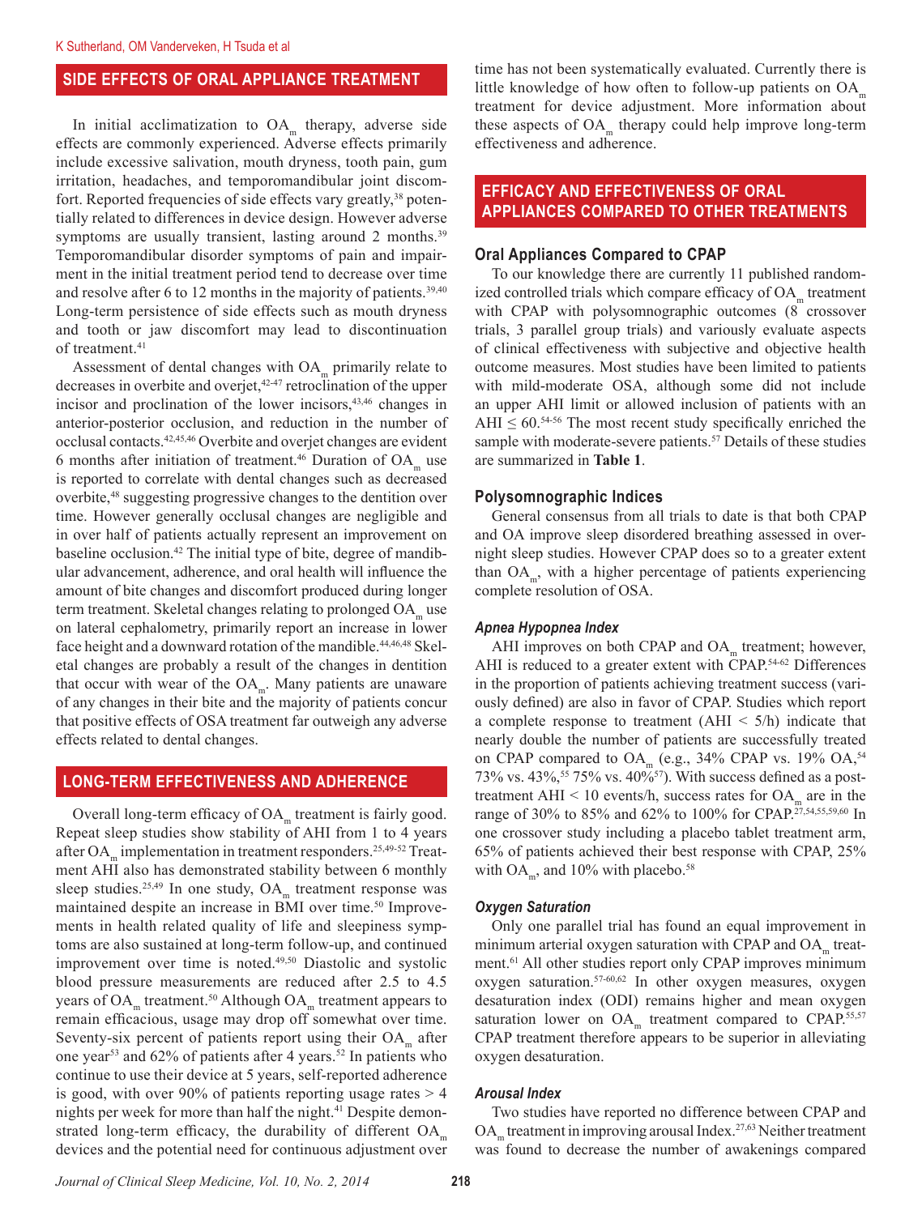## SIDE EFFECTS OF ORAL APPLIANCE TREATMENT

In initial acclimatization to $OA_m$ therapy, adverse side effects are commonly experienced. Adverse effects primarily include excessive salivation, mouth dryness, tooth pain, gum irritation, headaches, and temporomandibular joint discomfort. Reported frequencies of side effects vary greatly,[38] potentially related to differences in device design. However adverse symptoms are usually transient, lasting around 2 months.[39] Temporomandibular disorder symptoms of pain and impairment in the initial treatment period tend to decrease over time and resolve after 6 to 12 months in the majority of patients.[39,40] Long-term persistence of side effects such as mouth dryness and tooth or jaw discomfort may lead to discontinuation of treatment.[41]

Assessment of dental changes with $OA_m$ primarily relate to decreases in overbite and overjet,[42-47] retroclination of the upper incisor and proclination of the lower incisors,[43,46] changes in anterior-posterior occlusion, and reduction in the number of occlusal contacts.[42,45,46] Overbite and overjet changes are evident 6 months after initiation of treatment.[46] Duration of $OA_m$ use is reported to correlate with dental changes such as decreased overbite,[48] suggesting progressive changes to the dentition over time. However generally occlusal changes are negligible and in over half of patients actually represent an improvement on baseline occlusion.[42] The initial type of bite, degree of mandibular advancement, adherence, and oral health will influence the amount of bite changes and discomfort produced during longer term treatment. Skeletal changes relating to prolonged $OA_m$ use on lateral cephalometry, primarily report an increase in lower face height and a downward rotation of the mandible.[44,46,48] Skeletal changes are probably a result of the changes in dentition that occur with wear of the $OA_m$. Many patients are unaware of any changes in their bite and the majority of patients concur that positive effects of OSA treatment far outweigh any adverse effects related to dental changes.

## LONG-TERM EFFECTIVENESS AND ADHERENCE

Overall long-term efficacy of $OA_m$ treatment is fairly good. Repeat sleep studies show stability of AHI from 1 to 4 years after $OA_m$ implementation in treatment responders.[25,49-52] Treatment AHI also has demonstrated stability between 6 monthly sleep studies.[25,49] In one study, $OA_m$ treatment response was maintained despite an increase in BMI over time.[50] Improvements in health related quality of life and sleepiness symptoms are also sustained at long-term follow-up, and continued improvement over time is noted.[49,50] Diastolic and systolic blood pressure measurements are reduced after 2.5 to 4.5 years of $OA_m$ treatment.[50] Although $OA_m$ treatment appears to remain efficacious, usage may drop off somewhat over time. Seventy-six percent of patients report using their $OA_m$ after one year[53] and 62% of patients after 4 years.[52] In patients who continue to use their device at 5 years, self-reported adherence is good, with over 90% of patients reporting usage rates > 4 nights per week for more than half the night.[41] Despite demonstrated long-term efficacy, the durability of different $OA_m$ devices and the potential need for continuous adjustment over time has not been systematically evaluated. Currently there is little knowledge of how often to follow-up patients on $OA_m$ treatment for device adjustment. More information about these aspects of $OA_m$ therapy could help improve long-term effectiveness and adherence.

## EFFICACY AND EFFECTIVENESS OF ORAL APPLIANCES COMPARED TO OTHER TREATMENTS

### Oral Appliances Compared to CPAP

To our knowledge there are currently 11 published randomized controlled trials which compare efficacy of $OA_m$ treatment with CPAP with polysomnographic outcomes (8 crossover trials, 3 parallel group trials) and variously evaluate aspects of clinical effectiveness with subjective and objective health outcome measures. Most studies have been limited to patients with mild-moderate OSA, although some did not include an upper AHI limit or allowed inclusion of patients with an AHI ≤ 60.[54-56] The most recent study specifically enriched the sample with moderate-severe patients.[57] Details of these studies are summarized in **Table 1**.

### Polysomnographic Indices

General consensus from all trials to date is that both CPAP and OA improve sleep disordered breathing assessed in overnight sleep studies. However CPAP does so to a greater extent than $OA_m$, with a higher percentage of patients experiencing complete resolution of OSA.

#### *Apnea Hypopnea Index*

AHI improves on both CPAP and $OA_m$ treatment; however, AHI is reduced to a greater extent with CPAP.[54-62] Differences in the proportion of patients achieving treatment success (variously defined) are also in favor of CPAP. Studies which report a complete response to treatment (AHI < 5/h) indicate that nearly double the number of patients are successfully treated on CPAP compared to $OA_m$ (e.g., 34% CPAP vs. 19% OA,[54] 73% vs. 43%,[55] 75% vs. 40%[57]). With success defined as a post-treatment AHI < 10 events/h, success rates for $OA_m$ are in the range of 30% to 85% and 62% to 100% for CPAP.[27,54,55,59,60] In one crossover study including a placebo tablet treatment arm, 65% of patients achieved their best response with CPAP, 25% with $OA_m$, and 10% with placebo.[58]

#### *Oxygen Saturation*

Only one parallel trial has found an equal improvement in minimum arterial oxygen saturation with CPAP and $OA_m$ treatment.[61] All other studies report only CPAP improves minimum oxygen saturation.[57-60,62] In other oxygen measures, oxygen desaturation index (ODI) remains higher and mean oxygen saturation lower on $OA_m$ treatment compared to CPAP.[55,57] CPAP treatment therefore appears to be superior in alleviating oxygen desaturation.

#### *Arousal Index*

Two studies have reported no difference between CPAP and $OA_m$ treatment in improving arousal Index.[27,63] Neither treatment was found to decrease the number of awakenings compared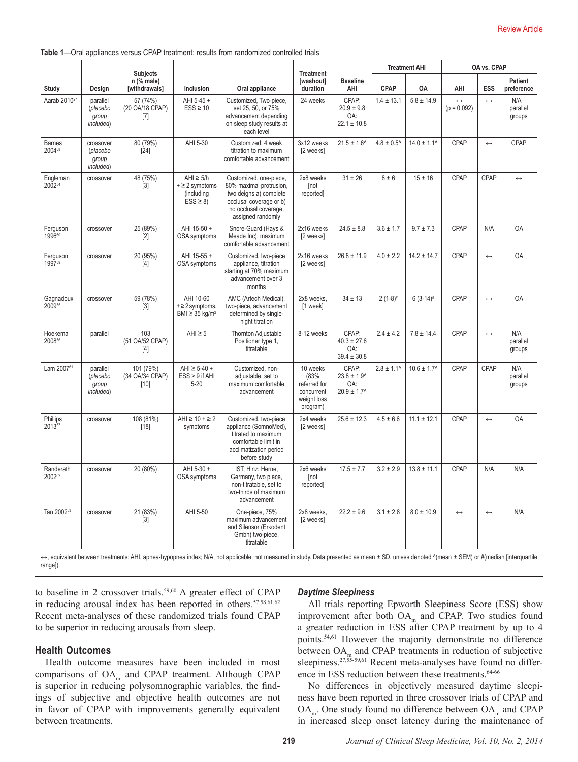**Table 1**—Oral appliances versus CPAP treatment: results from randomized controlled trials

| Study | Design | Subjects n (% male) [withdrawals] | Inclusion | Oral appliance | Treatment [washout] duration | Baseline AHI | Treatment AHI | | OA vs. CPAP | | |
|---|---|---|---|---|---|---|---|---|---|---|---|
| | | | | | | | CPAP | OA | AHI | ESS | Patient preference |
| Aarab 2010[27] | parallel (*placebo group included*) | 57 (74%) (20 OA/18 CPAP) [7] | AHI 5-45 + ESS ≥ 10 | Customized, Two-piece, set 25, 50, or 75% advancement depending on sleep study results at each level | 24 weeks | CPAP: 20.9 ± 9.8 OA: 22.1 ± 10.8 | 1.4 ± 13.1 | 5.8 ± 14.9 | ↔ (p = 0.092) | ↔ | N/A – parallel groups |
| Barnes 2004[58] | crossover (*placebo group included*) | 80 (79%) [24] | AHI 5-30 | Customized, 4 week titration to maximum comfortable advancement | 3x12 weeks [2 weeks] | 21.5 ± 1.6^ | 4.8 ± 0.5^ | 14.0 ± 1.1^ | CPAP | ↔ | CPAP |
| Engleman 2002[54] | crossover | 48 (75%) [3] | AHI ≥ 5/h + ≥ 2 symptoms (including ESS ≥ 8) | Customized, one-piece, 80% maximal protrusion, two deigns a) complete occlusal coverage or b) no occlusal coverage, assigned randomly | 2x8 weeks [not reported] | 31 ± 26 | 8 ± 6 | 15 ± 16 | CPAP | CPAP | ↔ |
| Ferguson 1996[60] | crossover | 25 (89%) [2] | AHI 15-50 + OSA symptoms | Snore-Guard (Hays & Meade Inc), maximum comfortable advancement | 2x16 weeks [2 weeks] | 24.5 ± 8.8 | 3.6 ± 1.7 | 9.7 ± 7.3 | CPAP | N/A | OA |
| Ferguson 1997[59] | crossover | 20 (95%) [4] | AHI 15-55 + OSA symptoms | Customized, two-piece appliance, titration starting at 70% maximum advancement over 3 months | 2x16 weeks [2 weeks] | 26.8 ± 11.9 | 4.0 ± 2.2 | 14.2 ± 14.7 | CPAP | ↔ | OA |
| Gagnadoux 2009[55] | crossover | 59 (78%) [3] | AHI 10-60 + ≥ 2 symptoms, BMI ≥ 35 kg/m² | AMC (Artech Medical), two-piece, advancement determined by single-night titration | 2x8 weeks, [1 week] | 34 ± 13 | 2 (1-8)# | 6 (3-14)# | CPAP | ↔ | OA |
| Hoekema 2008[56] | parallel | 103 (51 OA/52 CPAP) [4] | AHI ≥ 5 | Thornton Adjustable Positioner type 1, titratable | 8-12 weeks | CPAP: 40.3 ± 27.6 OA: 39.4 ± 30.8 | 2.4 ± 4.2 | 7.8 ± 14.4 | CPAP | ↔ | N/A – parallel groups |
| Lam 2007[61] | parallel (*placebo group included*) | 101 (79%) (34 OA/34 CPAP) [10] | AHI ≥ 5-40 + ESS > 9 if AHI 5-20 | Customized, non-adjustable, set to maximum comfortable advancement | 10 weeks (83% referred for concurrent weight loss program) | CPAP: 23.8 ± 1.9^ OA: 20.9 ± 1.7^ | 2.8 ± 1.1^ | 10.6 ± 1.7^ | CPAP | CPAP | N/A – parallel groups |
| Phillips 2013[57] | crossover | 108 (81%) [18] | AHI ≥ 10 + ≥ 2 symptoms | Customized, two-piece appliance (SomnoMed), titrated to maximum comfortable limit in acclimatization period before study | 2x4 weeks [2 weeks] | 25.6 ± 12.3 | 4.5 ± 6.6 | 11.1 ± 12.1 | CPAP | ↔ | OA |
| Randerath 2002[62] | crossover | 20 (80%) | AHI 5-30 + OSA symptoms | IST; Hinz; Herne, Germany, two piece, non-titratable, set to two-thirds of maximum advancement | 2x6 weeks [not reported] | 17.5 ± 7.7 | 3.2 ± 2.9 | 13.8 ± 11.1 | CPAP | N/A | N/A |
| Tan 2002[63] | crossover | 21 (83%) [3] | AHI 5-50 | One-piece, 75% maximum advancement and Silensor (Erkodent Gmbh) two-piece, titratable | 2x8 weeks, [2 weeks] | 22.2 ± 9.6 | 3.1 ± 2.8 | 8.0 ± 10.9 | ↔ | ↔ | N/A |

↔, equivalent between treatments; AHI, apnea-hypopnea index; N/A, not applicable, not measured in study. Data presented as mean ± SD, unless denoted ^(mean ± SEM) or #(median [interquartile range]).

to baseline in 2 crossover trials.[59,60] A greater effect of CPAP in reducing arousal index has been reported in others.[57,58,61,62] Recent meta-analyses of these randomized trials found CPAP to be superior in reducing arousals from sleep.

## Health Outcomes

Health outcome measures have been included in most comparisons of $OA_m$ and CPAP treatment. Although CPAP is superior in reducing polysomnographic variables, the findings of subjective and objective health outcomes are not in favor of CPAP with improvements generally equivalent between treatments.

### *Daytime Sleepiness*

All trials reporting Epworth Sleepiness Score (ESS) show improvement after both $OA_m$ and CPAP. Two studies found a greater reduction in ESS after CPAP treatment by up to 4 points.[54,61] However the majority demonstrate no difference between $OA_m$ and CPAP treatments in reduction of subjective sleepiness.[27,55-59,61] Recent meta-analyses have found no difference in ESS reduction between these treatments.[64-66]

No differences in objectively measured daytime sleepiness have been reported in three crossover trials of CPAP and $OA_m$. One study found no difference between $OA_m$ and CPAP in increased sleep onset latency during the maintenance of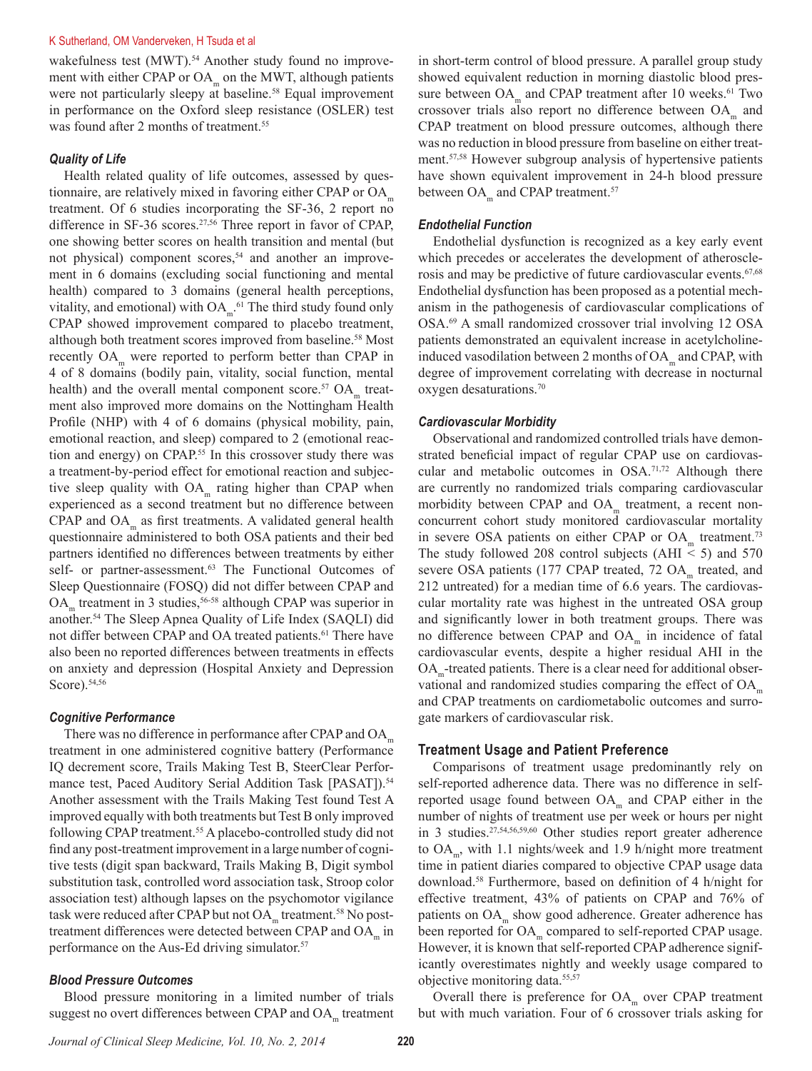wakefulness test (MWT).[54] Another study found no improvement with either CPAP or $OA_m$ on the MWT, although patients were not particularly sleepy at baseline.[58] Equal improvement in performance on the Oxford sleep resistance (OSLER) test was found after 2 months of treatment.[55]

### *Quality of Life*

Health related quality of life outcomes, assessed by questionnaire, are relatively mixed in favoring either CPAP or $OA_m$ treatment. Of 6 studies incorporating the SF-36, 2 report no difference in SF-36 scores.[27,56] Three report in favor of CPAP, one showing better scores on health transition and mental (but not physical) component scores,[54] and another an improvement in 6 domains (excluding social functioning and mental health) compared to 3 domains (general health perceptions, vitality, and emotional) with $OA_m$.[61] The third study found only CPAP showed improvement compared to placebo treatment, although both treatment scores improved from baseline.[58] Most recently $OA_m$ were reported to perform better than CPAP in 4 of 8 domains (bodily pain, vitality, social function, mental health) and the overall mental component score.[57] $OA_m$ treatment also improved more domains on the Nottingham Health Profile (NHP) with 4 of 6 domains (physical mobility, pain, emotional reaction, and sleep) compared to 2 (emotional reaction and energy) on CPAP.[55] In this crossover study there was a treatment-by-period effect for emotional reaction and subjective sleep quality with $OA_m$ rating higher than CPAP when experienced as a second treatment but no difference between CPAP and $OA_m$ as first treatments. A validated general health questionnaire administered to both OSA patients and their bed partners identified no differences between treatments by either self- or partner-assessment.[63] The Functional Outcomes of Sleep Questionnaire (FOSQ) did not differ between CPAP and $OA_m$ treatment in 3 studies,[56-58] although CPAP was superior in another.[54] The Sleep Apnea Quality of Life Index (SAQLI) did not differ between CPAP and OA treated patients.[61] There have also been no reported differences between treatments in effects on anxiety and depression (Hospital Anxiety and Depression Score).[54,56]

### *Cognitive Performance*

There was no difference in performance after CPAP and $OA_m$ treatment in one administered cognitive battery (Performance IQ decrement score, Trails Making Test B, SteerClear Performance test, Paced Auditory Serial Addition Task [PASAT]).[54] Another assessment with the Trails Making Test found Test A improved equally with both treatments but Test B only improved following CPAP treatment.[55] A placebo-controlled study did not find any post-treatment improvement in a large number of cognitive tests (digit span backward, Trails Making B, Digit symbol substitution task, controlled word association task, Stroop color association test) although lapses on the psychomotor vigilance task were reduced after CPAP but not $OA_m$ treatment.[58] No post-treatment differences were detected between CPAP and $OA_m$ in performance on the Aus-Ed driving simulator.[57]

### *Blood Pressure Outcomes*

Blood pressure monitoring in a limited number of trials suggest no overt differences between CPAP and $OA_m$ treatment in short-term control of blood pressure. A parallel group study showed equivalent reduction in morning diastolic blood pressure between $OA_m$ and CPAP treatment after 10 weeks.[61] Two crossover trials also report no difference between $OA_m$ and CPAP treatment on blood pressure outcomes, although there was no reduction in blood pressure from baseline on either treatment.[57,58] However subgroup analysis of hypertensive patients have shown equivalent improvement in 24-h blood pressure between $OA_m$ and CPAP treatment.[57]

### *Endothelial Function*

Endothelial dysfunction is recognized as a key early event which precedes or accelerates the development of atherosclerosis and may be predictive of future cardiovascular events.[67,68] Endothelial dysfunction has been proposed as a potential mechanism in the pathogenesis of cardiovascular complications of OSA.[69] A small randomized crossover trial involving 12 OSA patients demonstrated an equivalent increase in acetylcholine-induced vasodilation between 2 months of $OA_m$ and CPAP, with degree of improvement correlating with decrease in nocturnal oxygen desaturations.[70]

### *Cardiovascular Morbidity*

Observational and randomized controlled trials have demonstrated beneficial impact of regular CPAP use on cardiovascular and metabolic outcomes in OSA.[71,72] Although there are currently no randomized trials comparing cardiovascular morbidity between CPAP and $OA_m$ treatment, a recent non-concurrent cohort study monitored cardiovascular mortality in severe OSA patients on either CPAP or $OA_m$ treatment.[73] The study followed 208 control subjects (AHI < 5) and 570 severe OSA patients (177 CPAP treated, 72 $OA_m$ treated, and 212 untreated) for a median time of 6.6 years. The cardiovascular mortality rate was highest in the untreated OSA group and significantly lower in both treatment groups. There was no difference between CPAP and $OA_m$ in incidence of fatal cardiovascular events, despite a higher residual AHI in the $OA_m$-treated patients. There is a clear need for additional observational and randomized studies comparing the effect of $OA_m$ and CPAP treatments on cardiometabolic outcomes and surrogate markers of cardiovascular risk.

## Treatment Usage and Patient Preference

Comparisons of treatment usage predominantly rely on self-reported adherence data. There was no difference in self-reported usage found between $OA_m$ and CPAP either in the number of nights of treatment use per week or hours per night in 3 studies.[27,54,56,59,60] Other studies report greater adherence to $OA_m$, with 1.1 nights/week and 1.9 h/night more treatment time in patient diaries compared to objective CPAP usage data download.[58] Furthermore, based on definition of 4 h/night for effective treatment, 43% of patients on CPAP and 76% of patients on $OA_m$ show good adherence. Greater adherence has been reported for $OA_m$ compared to self-reported CPAP usage. However, it is known that self-reported CPAP adherence significantly overestimates nightly and weekly usage compared to objective monitoring data.[55,57]

Overall there is preference for $OA_m$ over CPAP treatment but with much variation. Four of 6 crossover trials asking for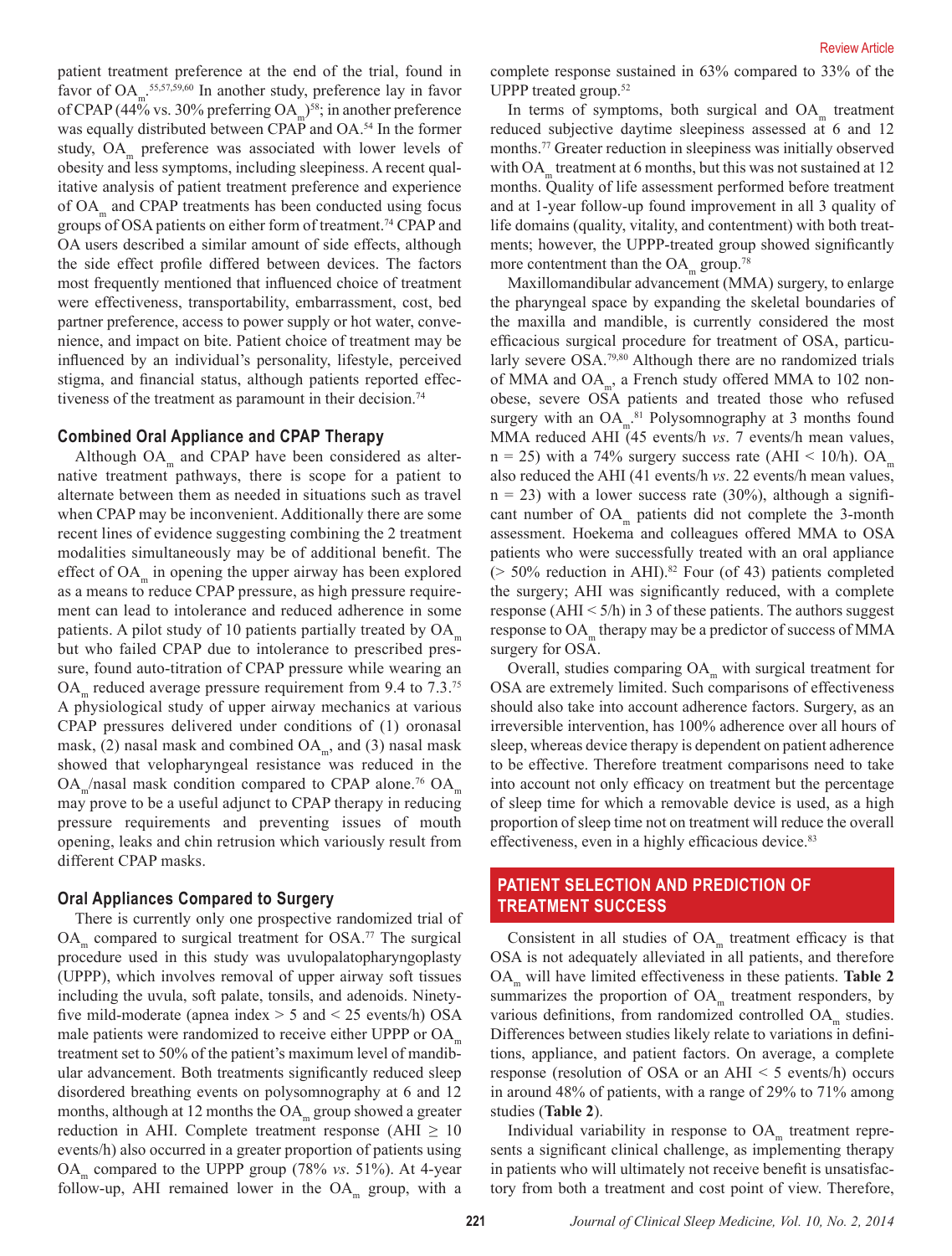patient treatment preference at the end of the trial, found in favor of $OA_m$.[55,57,59,60] In another study, preference lay in favor of CPAP (44% vs. 30% preferring $OA_m$)[58]; in another preference was equally distributed between CPAP and OA.[54] In the former study, $OA_m$ preference was associated with lower levels of obesity and less symptoms, including sleepiness. A recent qualitative analysis of patient treatment preference and experience of $OA_m$ and CPAP treatments has been conducted using focus groups of OSA patients on either form of treatment.[74] CPAP and OA users described a similar amount of side effects, although the side effect profile differed between devices. The factors most frequently mentioned that influenced choice of treatment were effectiveness, transportability, embarrassment, cost, bed partner preference, access to power supply or hot water, convenience, and impact on bite. Patient choice of treatment may be influenced by an individual's personality, lifestyle, perceived stigma, and financial status, although patients reported effectiveness of the treatment as paramount in their decision.[74]

### Combined Oral Appliance and CPAP Therapy

Although $OA_m$ and CPAP have been considered as alternative treatment pathways, there is scope for a patient to alternate between them as needed in situations such as travel when CPAP may be inconvenient. Additionally there are some recent lines of evidence suggesting combining the 2 treatment modalities simultaneously may be of additional benefit. The effect of $OA_m$ in opening the upper airway has been explored as a means to reduce CPAP pressure, as high pressure requirement can lead to intolerance and reduced adherence in some patients. A pilot study of 10 patients partially treated by $OA_m$ but who failed CPAP due to intolerance to prescribed pressure, found auto-titration of CPAP pressure while wearing an $OA_m$ reduced average pressure requirement from 9.4 to 7.3.[75] A physiological study of upper airway mechanics at various CPAP pressures delivered under conditions of (1) oronasal mask, (2) nasal mask and combined $OA_m$, and (3) nasal mask showed that velopharyngeal resistance was reduced in the $OA_m$/nasal mask condition compared to CPAP alone.[76] $OA_m$ may prove to be a useful adjunct to CPAP therapy in reducing pressure requirements and preventing issues of mouth opening, leaks and chin retrusion which variously result from different CPAP masks.

### Oral Appliances Compared to Surgery

There is currently only one prospective randomized trial of $OA_m$ compared to surgical treatment for OSA.[77] The surgical procedure used in this study was uvulopalatopharyngoplasty (UPPP), which involves removal of upper airway soft tissues including the uvula, soft palate, tonsils, and adenoids. Ninety-five mild-moderate (apnea index > 5 and < 25 events/h) OSA male patients were randomized to receive either UPPP or $OA_m$ treatment set to 50% of the patient's maximum level of mandibular advancement. Both treatments significantly reduced sleep disordered breathing events on polysomnography at 6 and 12 months, although at 12 months the $OA_m$ group showed a greater reduction in AHI. Complete treatment response (AHI ≥ 10 events/h) also occurred in a greater proportion of patients using $OA_m$ compared to the UPPP group (78% *vs*. 51%). At 4-year follow-up, AHI remained lower in the $OA_m$ group, with a complete response sustained in 63% compared to 33% of the UPPP treated group.[52]

In terms of symptoms, both surgical and $OA_m$ treatment reduced subjective daytime sleepiness assessed at 6 and 12 months.[77] Greater reduction in sleepiness was initially observed with $OA_m$ treatment at 6 months, but this was not sustained at 12 months. Quality of life assessment performed before treatment and at 1-year follow-up found improvement in all 3 quality of life domains (quality, vitality, and contentment) with both treatments; however, the UPPP-treated group showed significantly more contentment than the $OA_m$ group.[78]

Maxillomandibular advancement (MMA) surgery, to enlarge the pharyngeal space by expanding the skeletal boundaries of the maxilla and mandible, is currently considered the most efficacious surgical procedure for treatment of OSA, particularly severe OSA.[79,80] Although there are no randomized trials of MMA and $OA_m$, a French study offered MMA to 102 non-obese, severe OSA patients and treated those who refused surgery with an $OA_m$.[81] Polysomnography at 3 months found MMA reduced AHI (45 events/h *vs*. 7 events/h mean values, n = 25) with a 74% surgery success rate (AHI < 10/h). $OA_m$ also reduced the AHI (41 events/h *vs*. 22 events/h mean values, n = 23) with a lower success rate (30%), although a significant number of $OA_m$ patients did not complete the 3-month assessment. Hoekema and colleagues offered MMA to OSA patients who were successfully treated with an oral appliance (> 50% reduction in AHI).[82] Four (of 43) patients completed the surgery; AHI was significantly reduced, with a complete response (AHI < 5/h) in 3 of these patients. The authors suggest response to $OA_m$ therapy may be a predictor of success of MMA surgery for OSA.

Overall, studies comparing $OA_m$ with surgical treatment for OSA are extremely limited. Such comparisons of effectiveness should also take into account adherence factors. Surgery, as an irreversible intervention, has 100% adherence over all hours of sleep, whereas device therapy is dependent on patient adherence to be effective. Therefore treatment comparisons need to take into account not only efficacy on treatment but the percentage of sleep time for which a removable device is used, as a high proportion of sleep time not on treatment will reduce the overall effectiveness, even in a highly efficacious device.[83]

## PATIENT SELECTION AND PREDICTION OF TREATMENT SUCCESS

Consistent in all studies of $OA_m$ treatment efficacy is that OSA is not adequately alleviated in all patients, and therefore $OA_m$ will have limited effectiveness in these patients. **Table 2** summarizes the proportion of $OA_m$ treatment responders, by various definitions, from randomized controlled $OA_m$ studies. Differences between studies likely relate to variations in definitions, appliance, and patient factors. On average, a complete response (resolution of OSA or an AHI < 5 events/h) occurs in around 48% of patients, with a range of 29% to 71% among studies (**Table 2**).

Individual variability in response to $OA_m$ treatment represents a significant clinical challenge, as implementing therapy in patients who will ultimately not receive benefit is unsatisfactory from both a treatment and cost point of view. Therefore,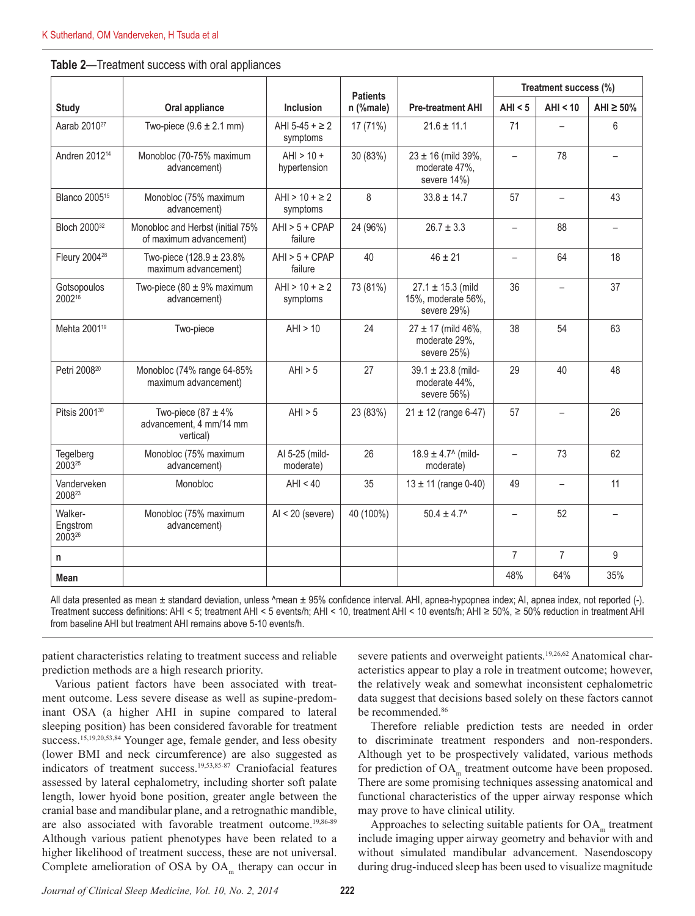**Table 2**—Treatment success with oral appliances

| Study | Oral appliance | Inclusion | Patients n (%male) | Pre-treatment AHI | Treatment success (%) | | |
|---|---|---|---|---|---|---|---|
| | | | | | AHI < 5 | AHI < 10 | AHI ≥ 50% |
| Aarab 2010[27] | Two-piece (9.6 ± 2.1 mm) | AHI 5-45 + ≥ 2 symptoms | 17 (71%) | 21.6 ± 11.1 | 71 | – | 6 |
| Andren 2012[14] | Monobloc (70-75% maximum advancement) | AHI > 10 + hypertension | 30 (83%) | 23 ± 16 (mild 39%, moderate 47%, severe 14%) | – | 78 | – |
| Blanco 2005[15] | Monobloc (75% maximum advancement) | AHI > 10 + ≥ 2 symptoms | 8 | 33.8 ± 14.7 | 57 | – | 43 |
| Bloch 2000[32] | Monobloc and Herbst (initial 75% of maximum advancement) | AHI > 5 + CPAP failure | 24 (96%) | 26.7 ± 3.3 | – | 88 | – |
| Fleury 2004[28] | Two-piece (128.9 ± 23.8% maximum advancement) | AHI > 5 + CPAP failure | 40 | 46 ± 21 | – | 64 | 18 |
| Gotsopoulos 2002[16] | Two-piece (80 ± 9% maximum advancement) | AHI > 10 + ≥ 2 symptoms | 73 (81%) | 27.1 ± 15.3 (mild 15%, moderate 56%, severe 29%) | 36 | – | 37 |
| Mehta 2001[19] | Two-piece | AHI > 10 | 24 | 27 ± 17 (mild 46%, moderate 29%, severe 25%) | 38 | 54 | 63 |
| Petri 2008[20] | Monobloc (74% range 64-85% maximum advancement) | AHI > 5 | 27 | 39.1 ± 23.8 (mild-moderate 44%, severe 56%) | 29 | 40 | 48 |
| Pitsis 2001[30] | Two-piece (87 ± 4% advancement, 4 mm/14 mm vertical) | AHI > 5 | 23 (83%) | 21 ± 12 (range 6-47) | 57 | – | 26 |
| Tegelberg 2003[25] | Monobloc (75% maximum advancement) | AI 5-25 (mild-moderate) | 26 | 18.9 ± 4.7^ (mild-moderate) | – | 73 | 62 |
| Vanderveken 2008[23] | Monobloc | AHI < 40 | 35 | 13 ± 11 (range 0-40) | 49 | – | 11 |
| Walker-Engstrom 2003[26] | Monobloc (75% maximum advancement) | AI < 20 (severe) | 40 (100%) | 50.4 ± 4.7^ | – | 52 | – |
| **n** | | | | | 7 | 7 | 9 |
| **Mean** | | | | | 48% | 64% | 35% |

All data presented as mean ± standard deviation, unless ^mean ± 95% confidence interval. AHI, apnea-hypopnea index; AI, apnea index, not reported (-). Treatment success definitions: AHI < 5; treatment AHI < 5 events/h; AHI < 10, treatment AHI < 10 events/h; AHI ≥ 50%, ≥ 50% reduction in treatment AHI from baseline AHI but treatment AHI remains above 5-10 events/h.

patient characteristics relating to treatment success and reliable prediction methods are a high research priority.

Various patient factors have been associated with treatment outcome. Less severe disease as well as supine-predominant OSA (a higher AHI in supine compared to lateral sleeping position) has been considered favorable for treatment success.[15,19,20,53,84] Younger age, female gender, and less obesity (lower BMI and neck circumference) are also suggested as indicators of treatment success.[19,53,85-87] Craniofacial features assessed by lateral cephalometry, including shorter soft palate length, lower hyoid bone position, greater angle between the cranial base and mandibular plane, and a retrognathic mandible, are also associated with favorable treatment outcome.[19,86-89] Although various patient phenotypes have been related to a higher likelihood of treatment success, these are not universal. Complete amelioration of OSA by $OA_m$ therapy can occur in severe patients and overweight patients.[19,26,62] Anatomical characteristics appear to play a role in treatment outcome; however, the relatively weak and somewhat inconsistent cephalometric data suggest that decisions based solely on these factors cannot be recommended.[86]

Therefore reliable prediction tests are needed in order to discriminate treatment responders and non-responders. Although yet to be prospectively validated, various methods for prediction of $OA_m$ treatment outcome have been proposed. There are some promising techniques assessing anatomical and functional characteristics of the upper airway response which may prove to have clinical utility.

Approaches to selecting suitable patients for $OA_m$ treatment include imaging upper airway geometry and behavior with and without simulated mandibular advancement. Nasendoscopy during drug-induced sleep has been used to visualize magnitude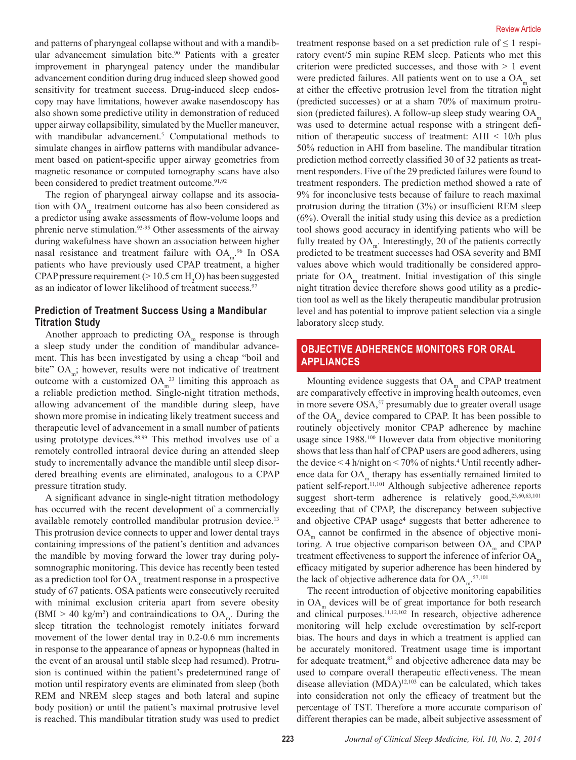and patterns of pharyngeal collapse without and with a mandibular advancement simulation bite.[90] Patients with a greater improvement in pharyngeal patency under the mandibular advancement condition during drug induced sleep showed good sensitivity for treatment success. Drug-induced sleep endoscopy may have limitations, however awake nasendoscopy has also shown some predictive utility in demonstration of reduced upper airway collapsibility, simulated by the Mueller maneuver, with mandibular advancement.[5] Computational methods to simulate changes in airflow patterns with mandibular advancement based on patient-specific upper airway geometries from magnetic resonance or computed tomography scans have also been considered to predict treatment outcome.[91,92]

The region of pharyngeal airway collapse and its association with $OA_m$ treatment outcome has also been considered as a predictor using awake assessments of flow-volume loops and phrenic nerve stimulation.[93-95] Other assessments of the airway during wakefulness have shown an association between higher nasal resistance and treatment failure with $OA_m$.[96] In OSA patients who have previously used CPAP treatment, a higher CPAP pressure requirement (> 10.5 cm $H_2O$) has been suggested as an indicator of lower likelihood of treatment success.[97]

### Prediction of Treatment Success Using a Mandibular Titration Study

Another approach to predicting $OA_m$ response is through a sleep study under the condition of mandibular advancement. This has been investigated by using a cheap "boil and bite" $OA_m$; however, results were not indicative of treatment outcome with a customized $OA_m$[23] limiting this approach as a reliable prediction method. Single-night titration methods, allowing advancement of the mandible during sleep, have shown more promise in indicating likely treatment success and therapeutic level of advancement in a small number of patients using prototype devices.[98,99] This method involves use of a remotely controlled intraoral device during an attended sleep study to incrementally advance the mandible until sleep disordered breathing events are eliminated, analogous to a CPAP pressure titration study.

A significant advance in single-night titration methodology has occurred with the recent development of a commercially available remotely controlled mandibular protrusion device.[13] This protrusion device connects to upper and lower dental trays containing impressions of the patient's dentition and advances the mandible by moving forward the lower tray during polysomnographic monitoring. This device has recently been tested as a prediction tool for $OA_m$ treatment response in a prospective study of 67 patients. OSA patients were consecutively recruited with minimal exclusion criteria apart from severe obesity (BMI > 40 kg/m$^2$) and contraindications to $OA_m$. During the sleep titration the technologist remotely initiates forward movement of the lower dental tray in 0.2-0.6 mm increments in response to the appearance of apneas or hypopneas (halted in the event of an arousal until stable sleep had resumed). Protrusion is continued within the patient's predetermined range of motion until respiratory events are eliminated from sleep (both REM and NREM sleep stages and both lateral and supine body position) or until the patient's maximal protrusive level is reached. This mandibular titration study was used to predict treatment response based on a set prediction rule of ≤ 1 respiratory event/5 min supine REM sleep. Patients who met this criterion were predicted successes, and those with > 1 event were predicted failures. All patients went on to use a $OA_m$ set at either the effective protrusion level from the titration night (predicted successes) or at a sham 70% of maximum protrusion (predicted failures). A follow-up sleep study wearing $OA_m$ was used to determine actual response with a stringent definition of therapeutic success of treatment: AHI < 10/h plus 50% reduction in AHI from baseline. The mandibular titration prediction method correctly classified 30 of 32 patients as treatment responders. Five of the 29 predicted failures were found to treatment responders. The prediction method showed a rate of 9% for inconclusive tests because of failure to reach maximal protrusion during the titration (3%) or insufficient REM sleep (6%). Overall the initial study using this device as a prediction tool shows good accuracy in identifying patients who will be fully treated by $OA_m$. Interestingly, 20 of the patients correctly predicted to be treatment successes had OSA severity and BMI values above which would traditionally be considered appropriate for $OA_m$ treatment. Initial investigation of this single night titration device therefore shows good utility as a prediction tool as well as the likely therapeutic mandibular protrusion level and has potential to improve patient selection via a single laboratory sleep study.

## OBJECTIVE ADHERENCE MONITORS FOR ORAL APPLIANCES

Mounting evidence suggests that $OA_m$ and CPAP treatment are comparatively effective in improving health outcomes, even in more severe OSA,[57] presumably due to greater overall usage of the $OA_m$ device compared to CPAP. It has been possible to routinely objectively monitor CPAP adherence by machine usage since 1988.[100] However data from objective monitoring shows that less than half of CPAP users are good adherers, using the device < 4 h/night on < 70% of nights.[4] Until recently adherence data for $OA_m$ therapy has essentially remained limited to patient self-report.[11,101] Although subjective adherence reports suggest short-term adherence is relatively good,[23,60,63,101] exceeding that of CPAP, the discrepancy between subjective and objective CPAP usage[4] suggests that better adherence to $OA_m$ cannot be confirmed in the absence of objective monitoring. A true objective comparison between $OA_m$ and CPAP treatment effectiveness to support the inference of inferior $OA_m$ efficacy mitigated by superior adherence has been hindered by the lack of objective adherence data for $OA_m$.[57,101]

The recent introduction of objective monitoring capabilities in $OA_m$ devices will be of great importance for both research and clinical purposes.[11,12,102] In research, objective adherence monitoring will help exclude overestimation by self-report bias. The hours and days in which a treatment is applied can be accurately monitored. Treatment usage time is important for adequate treatment,[83] and objective adherence data may be used to compare overall therapeutic effectiveness. The mean disease alleviation (MDA)[12,103] can be calculated, which takes into consideration not only the efficacy of treatment but the percentage of TST. Therefore a more accurate comparison of different therapies can be made, albeit subjective assessment of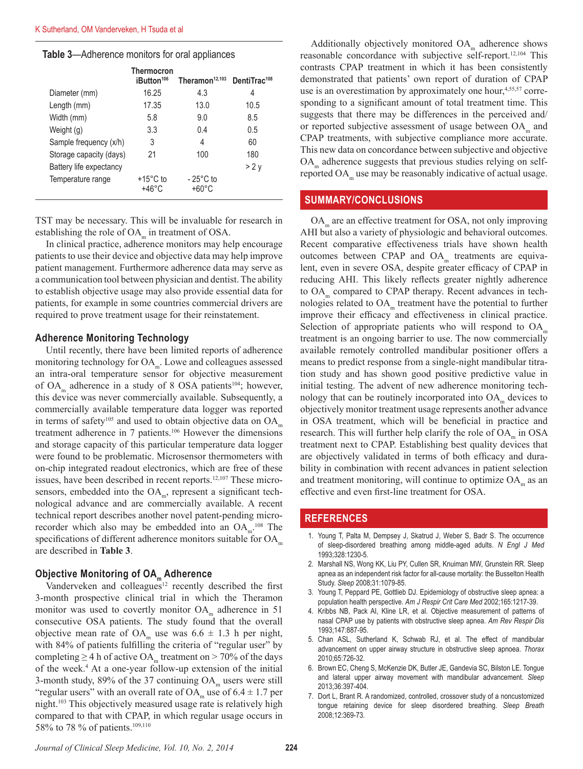**Table 3**—Adherence monitors for oral appliances

| | Thermocron iButton[106] | Theramon[12,103] | DentiTrac[108] |
|---|---|---|---|
| Diameter (mm) | 16.25 | 4.3 | 4 |
| Length (mm) | 17.35 | 13.0 | 10.5 |
| Width (mm) | 5.8 | 9.0 | 8.5 |
| Weight (g) | 3.3 | 0.4 | 0.5 |
| Sample frequency (x/h) | 3 | 4 | 60 |
| Storage capacity (days) | 21 | 100 | 180 |
| Battery life expectancy | | | > 2 y |
| Temperature range | +15°C to +46°C | - 25°C to +60°C | |

TST may be necessary. This will be invaluable for research in establishing the role of $OA_m$ in treatment of OSA.

In clinical practice, adherence monitors may help encourage patients to use their device and objective data may help improve patient management. Furthermore adherence data may serve as a communication tool between physician and dentist. The ability to establish objective usage may also provide essential data for patients, for example in some countries commercial drivers are required to prove treatment usage for their reinstatement.

### Adherence Monitoring Technology

Until recently, there have been limited reports of adherence monitoring technology for $OA_m$. Lowe and colleagues assessed an intra-oral temperature sensor for objective measurement of $OA_m$ adherence in a study of 8 OSA patients[104]; however, this device was never commercially available. Subsequently, a commercially available temperature data logger was reported in terms of safety[105] and used to obtain objective data on $OA_m$ treatment adherence in 7 patients.[106] However the dimensions and storage capacity of this particular temperature data logger were found to be problematic. Microsensor thermometers with on-chip integrated readout electronics, which are free of these issues, have been described in recent reports.[12,107] These microsensors, embedded into the $OA_m$, represent a significant technological advance and are commercially available. A recent technical report describes another novel patent-pending microrecorder which also may be embedded into an $OA_m$.[108] The specifications of different adherence monitors suitable for $OA_m$ are described in **Table 3**.

### Objective Monitoring of $OA_m$ Adherence

Vanderveken and colleagues[12] recently described the first 3-month prospective clinical trial in which the Theramon monitor was used to covertly monitor $OA_m$ adherence in 51 consecutive OSA patients. The study found that the overall objective mean rate of $OA_m$ use was $6.6 \pm 1.3$ h per night, with 84% of patients fulfilling the criteria of "regular user" by completing $\geq 4$ h of active $OA_m$ treatment on $> 70\%$ of the days of the week.[4] At a one-year follow-up extension of the initial 3-month study, 89% of the 37 continuing $OA_m$ users were still "regular users" with an overall rate of $OA_m$ use of $6.4 \pm 1.7$ per night.[103] This objectively measured usage rate is relatively high compared to that with CPAP, in which regular usage occurs in 58% to 78 % of patients.[109,110]

Additionally objectively monitored $OA_m$ adherence shows reasonable concordance with subjective self-report.[12,104] This contrasts CPAP treatment in which it has been consistently demonstrated that patients' own report of duration of CPAP use is an overestimation by approximately one hour,[4,55,57] corresponding to a significant amount of total treatment time. This suggests that there may be differences in the perceived and/or reported subjective assessment of usage between $OA_m$ and CPAP treatments, with subjective compliance more accurate. This new data on concordance between subjective and objective $OA_m$ adherence suggests that previous studies relying on self-reported $OA_m$ use may be reasonably indicative of actual usage.

## SUMMARY/CONCLUSIONS

$OA_m$ are an effective treatment for OSA, not only improving AHI but also a variety of physiologic and behavioral outcomes. Recent comparative effectiveness trials have shown health outcomes between CPAP and $OA_m$ treatments are equivalent, even in severe OSA, despite greater efficacy of CPAP in reducing AHI. This likely reflects greater nightly adherence to $OA_m$ compared to CPAP therapy. Recent advances in technologies related to $OA_m$ treatment have the potential to further improve their efficacy and effectiveness in clinical practice. Selection of appropriate patients who will respond to $OA_m$ treatment is an ongoing barrier to use. The now commercially available remotely controlled mandibular positioner offers a means to predict response from a single-night mandibular titration study and has shown good positive predictive value in initial testing. The advent of new adherence monitoring technology that can be routinely incorporated into $OA_m$ devices to objectively monitor treatment usage represents another advance in OSA treatment, which will be beneficial in practice and research. This will further help clarify the role of $OA_m$ in OSA treatment next to CPAP. Establishing best quality devices that are objectively validated in terms of both efficacy and durability in combination with recent advances in patient selection and treatment monitoring, will continue to optimize $OA_m$ as an effective and even first-line treatment for OSA.

## REFERENCES

1. Young T, Palta M, Dempsey J, Skatrud J, Weber S, Badr S. The occurrence of sleep-disordered breathing among middle-aged adults. *N Engl J Med* 1993;328:1230-5.
2. Marshall NS, Wong KK, Liu PY, Cullen SR, Knuiman MW, Grunstein RR. Sleep apnea as an independent risk factor for all-cause mortality: the Busselton Health Study. *Sleep* 2008;31:1079-85.
3. Young T, Peppard PE, Gottlieb DJ. Epidemiology of obstructive sleep apnea: a population health perspective. *Am J Respir Crit Care Med* 2002;165:1217-39.
4. Kribbs NB, Pack AI, Kline LR, et al. Objective measurement of patterns of nasal CPAP use by patients with obstructive sleep apnea. *Am Rev Respir Dis* 1993;147:887-95.
5. Chan ASL, Sutherland K, Schwab RJ, et al. The effect of mandibular advancement on upper airway structure in obstructive sleep apnoea. *Thorax* 2010;65:726-32.
6. Brown EC, Cheng S, McKenzie DK, Butler JE, Gandevia SC, Bilston LE. Tongue and lateral upper airway movement with mandibular advancement. *Sleep* 2013;36:397-404.
7. Dort L, Brant R. A randomized, controlled, crossover study of a noncustomized tongue retaining device for sleep disordered breathing. *Sleep Breath* 2008;12:369-73.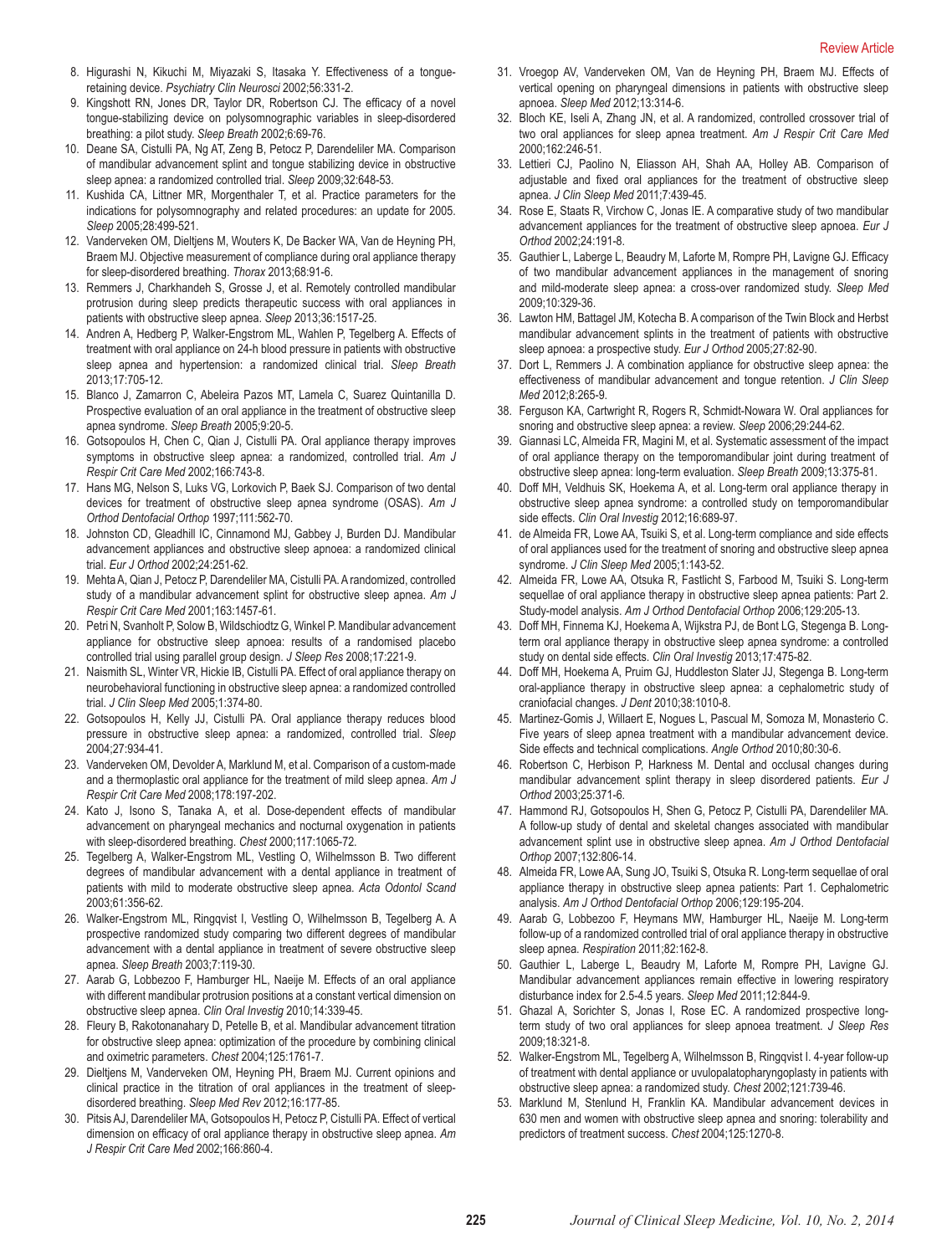8. Higurashi N, Kikuchi M, Miyazaki S, Itasaka Y. Effectiveness of a tongue-retaining device. *Psychiatry Clin Neurosci* 2002;56:331-2.
9. Kingshott RN, Jones DR, Taylor DR, Robertson CJ. The efficacy of a novel tongue-stabilizing device on polysomnographic variables in sleep-disordered breathing: a pilot study. *Sleep Breath* 2002;6:69-76.
10. Deane SA, Cistulli PA, Ng AT, Zeng B, Petocz P, Darendeliler MA. Comparison of mandibular advancement splint and tongue stabilizing device in obstructive sleep apnea: a randomized controlled trial. *Sleep* 2009;32:648-53.
11. Kushida CA, Littner MR, Morgenthaler T, et al. Practice parameters for the indications for polysomnography and related procedures: an update for 2005. *Sleep* 2005;28:499-521.
12. Vanderveken OM, Dieltjens M, Wouters K, De Backer WA, Van de Heyning PH, Braem MJ. Objective measurement of compliance during oral appliance therapy for sleep-disordered breathing. *Thorax* 2013;68:91-6.
13. Remmers J, Charkhandeh S, Grosse J, et al. Remotely controlled mandibular protrusion during sleep predicts therapeutic success with oral appliances in patients with obstructive sleep apnea. *Sleep* 2013;36:1517-25.
14. Andren A, Hedberg P, Walker-Engstrom ML, Wahlen P, Tegelberg A. Effects of treatment with oral appliance on 24-h blood pressure in patients with obstructive sleep apnea and hypertension: a randomized clinical trial. *Sleep Breath* 2013;17:705-12.
15. Blanco J, Zamarron C, Abeleira Pazos MT, Lamela C, Suarez Quintanilla D. Prospective evaluation of an oral appliance in the treatment of obstructive sleep apnea syndrome. *Sleep Breath* 2005;9:20-5.
16. Gotsopoulos H, Chen C, Qian J, Cistulli PA. Oral appliance therapy improves symptoms in obstructive sleep apnea: a randomized, controlled trial. *Am J Respir Crit Care Med* 2002;166:743-8.
17. Hans MG, Nelson S, Luks VG, Lorkovich P, Baek SJ. Comparison of two dental devices for treatment of obstructive sleep apnea syndrome (OSAS). *Am J Orthod Dentofacial Orthop* 1997;111:562-70.
18. Johnston CD, Gleadhill IC, Cinnamond MJ, Gabbey J, Burden DJ. Mandibular advancement appliances and obstructive sleep apnoea: a randomized clinical trial. *Eur J Orthod* 2002;24:251-62.
19. Mehta A, Qian J, Petocz P, Darendeliler MA, Cistulli PA. A randomized, controlled study of a mandibular advancement splint for obstructive sleep apnea. *Am J Respir Crit Care Med* 2001;163:1457-61.
20. Petri N, Svanholt P, Solow B, Wildschiodtz G, Winkel P. Mandibular advancement appliance for obstructive sleep apnoea: results of a randomised placebo controlled trial using parallel group design. *J Sleep Res* 2008;17:221-9.
21. Naismith SL, Winter VR, Hickie IB, Cistulli PA. Effect of oral appliance therapy on neurobehavioral functioning in obstructive sleep apnea: a randomized controlled trial. *J Clin Sleep Med* 2005;1:374-80.
22. Gotsopoulos H, Kelly JJ, Cistulli PA. Oral appliance therapy reduces blood pressure in obstructive sleep apnea: a randomized, controlled trial. *Sleep* 2004;27:934-41.
23. Vanderveken OM, Devolder A, Marklund M, et al. Comparison of a custom-made and a thermoplastic oral appliance for the treatment of mild sleep apnea. *Am J Respir Crit Care Med* 2008;178:197-202.
24. Kato J, Isono S, Tanaka A, et al. Dose-dependent effects of mandibular advancement on pharyngeal mechanics and nocturnal oxygenation in patients with sleep-disordered breathing. *Chest* 2000;117:1065-72.
25. Tegelberg A, Walker-Engstrom ML, Vestling O, Wilhelmsson B. Two different degrees of mandibular advancement with a dental appliance in treatment of patients with mild to moderate obstructive sleep apnea. *Acta Odontol Scand* 2003;61:356-62.
26. Walker-Engstrom ML, Ringqvist I, Vestling O, Wilhelmsson B, Tegelberg A. A prospective randomized study comparing two different degrees of mandibular advancement with a dental appliance in treatment of severe obstructive sleep apnea. *Sleep Breath* 2003;7:119-30.
27. Aarab G, Lobbezoo F, Hamburger HL, Naeije M. Effects of an oral appliance with different mandibular protrusion positions at a constant vertical dimension on obstructive sleep apnea. *Clin Oral Investig* 2010;14:339-45.
28. Fleury B, Rakotonanahary D, Petelle B, et al. Mandibular advancement titration for obstructive sleep apnea: optimization of the procedure by combining clinical and oximetric parameters. *Chest* 2004;125:1761-7.
29. Dieltjens M, Vanderveken OM, Heyning PH, Braem MJ. Current opinions and clinical practice in the titration of oral appliances in the treatment of sleep-disordered breathing. *Sleep Med Rev* 2012;16:177-85.
30. Pitsis AJ, Darendeliler MA, Gotsopoulos H, Petocz P, Cistulli PA. Effect of vertical dimension on efficacy of oral appliance therapy in obstructive sleep apnea. *Am J Respir Crit Care Med* 2002;166:860-4.
31. Vroegop AV, Vanderveken OM, Van de Heyning PH, Braem MJ. Effects of vertical opening on pharyngeal dimensions in patients with obstructive sleep apnoea. *Sleep Med* 2012;13:314-6.
32. Bloch KE, Iseli A, Zhang JN, et al. A randomized, controlled crossover trial of two oral appliances for sleep apnea treatment. *Am J Respir Crit Care Med* 2000;162:246-51.
33. Lettieri CJ, Paolino N, Eliasson AH, Shah AA, Holley AB. Comparison of adjustable and fixed oral appliances for the treatment of obstructive sleep apnea. *J Clin Sleep Med* 2011;7:439-45.
34. Rose E, Staats R, Virchow C, Jonas IE. A comparative study of two mandibular advancement appliances for the treatment of obstructive sleep apnoea. *Eur J Orthod* 2002;24:191-8.
35. Gauthier L, Laberge L, Beaudry M, Laforte M, Rompre PH, Lavigne GJ. Efficacy of two mandibular advancement appliances in the management of snoring and mild-moderate sleep apnea: a cross-over randomized study. *Sleep Med* 2009;10:329-36.
36. Lawton HM, Battagel JM, Kotecha B. A comparison of the Twin Block and Herbst mandibular advancement splints in the treatment of patients with obstructive sleep apnoea: a prospective study. *Eur J Orthod* 2005;27:82-90.
37. Dort L, Remmers J. A combination appliance for obstructive sleep apnea: the effectiveness of mandibular advancement and tongue retention. *J Clin Sleep Med* 2012;8:265-9.
38. Ferguson KA, Cartwright R, Rogers R, Schmidt-Nowara W. Oral appliances for snoring and obstructive sleep apnea: a review. *Sleep* 2006;29:244-62.
39. Giannasi LC, Almeida FR, Magini M, et al. Systematic assessment of the impact of oral appliance therapy on the temporomandibular joint during treatment of obstructive sleep apnea: long-term evaluation. *Sleep Breath* 2009;13:375-81.
40. Doff MH, Veldhuis SK, Hoekema A, et al. Long-term oral appliance therapy in obstructive sleep apnea syndrome: a controlled study on temporomandibular side effects. *Clin Oral Investig* 2012;16:689-97.
41. de Almeida FR, Lowe AA, Tsuiki S, et al. Long-term compliance and side effects of oral appliances used for the treatment of snoring and obstructive sleep apnea syndrome. *J Clin Sleep Med* 2005;1:143-52.
42. Almeida FR, Lowe AA, Otsuka R, Fastlicht S, Farbood M, Tsuiki S. Long-term sequellae of oral appliance therapy in obstructive sleep apnea patients: Part 2. Study-model analysis. *Am J Orthod Dentofacial Orthop* 2006;129:205-13.
43. Doff MH, Finnema KJ, Hoekema A, Wijkstra PJ, de Bont LG, Stegenga B. Long-term oral appliance therapy in obstructive sleep apnea syndrome: a controlled study on dental side effects. *Clin Oral Investig* 2013;17:475-82.
44. Doff MH, Hoekema A, Pruim GJ, Huddleston Slater JJ, Stegenga B. Long-term oral-appliance therapy in obstructive sleep apnea: a cephalometric study of craniofacial changes. *J Dent* 2010;38:1010-8.
45. Martinez-Gomis J, Willaert E, Nogues L, Pascual M, Somoza M, Monasterio C. Five years of sleep apnea treatment with a mandibular advancement device. Side effects and technical complications. *Angle Orthod* 2010;80:30-6.
46. Robertson C, Herbison P, Harkness M. Dental and occlusal changes during mandibular advancement splint therapy in sleep disordered patients. *Eur J Orthod* 2003;25:371-6.
47. Hammond RJ, Gotsopoulos H, Shen G, Petocz P, Cistulli PA, Darendeliler MA. A follow-up study of dental and skeletal changes associated with mandibular advancement splint use in obstructive sleep apnea. *Am J Orthod Dentofacial Orthop* 2007;132:806-14.
48. Almeida FR, Lowe AA, Sung JO, Tsuiki S, Otsuka R. Long-term sequellae of oral appliance therapy in obstructive sleep apnea patients: Part 1. Cephalometric analysis. *Am J Orthod Dentofacial Orthop* 2006;129:195-204.
49. Aarab G, Lobbezoo F, Heymans MW, Hamburger HL, Naeije M. Long-term follow-up of a randomized controlled trial of oral appliance therapy in obstructive sleep apnea. *Respiration* 2011;82:162-8.
50. Gauthier L, Laberge L, Beaudry M, Laforte M, Rompre PH, Lavigne GJ. Mandibular advancement appliances remain effective in lowering respiratory disturbance index for 2.5-4.5 years. *Sleep Med* 2011;12:844-9.
51. Ghazal A, Sorichter S, Jonas I, Rose EC. A randomized prospective long-term study of two oral appliances for sleep apnoea treatment. *J Sleep Res* 2009;18:321-8.
52. Walker-Engstrom ML, Tegelberg A, Wilhelmsson B, Ringqvist I. 4-year follow-up of treatment with dental appliance or uvulopalatopharyngoplasty in patients with obstructive sleep apnea: a randomized study. *Chest* 2002;121:739-46.
53. Marklund M, Stenlund H, Franklin KA. Mandibular advancement devices in 630 men and women with obstructive sleep apnea and snoring: tolerability and predictors of treatment success. *Chest* 2004;125:1270-8.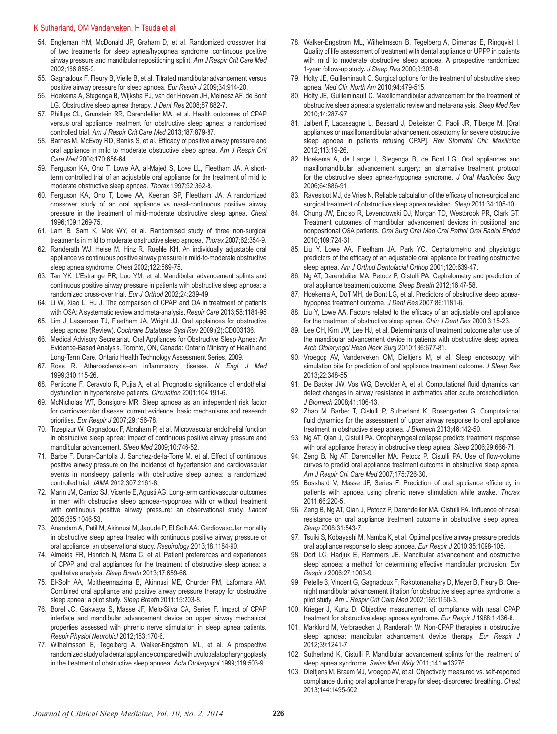54. Engleman HM, McDonald JP, Graham D, et al. Randomized crossover trial of two treatments for sleep apnea/hypopnea syndrome: continuous positive airway pressure and mandibular repositioning splint. *Am J Respir Crit Care Med* 2002;166:855-9.
55. Gagnadoux F, Fleury B, Vielle B, et al. Titrated mandibular advancement versus positive airway pressure for sleep apnoea. *Eur Respir J* 2009;34:914-20.
56. Hoekema A, Stegenga B, Wijkstra PJ, van der Hoeven JH, Meinesz AF, de Bont LG. Obstructive sleep apnea therapy. *J Dent Res* 2008;87:882-7.
57. Phillips CL, Grunstein RR, Darendeliler MA, et al. Health outcomes of CPAP versus oral appliance treatment for obstructive sleep apnea: a randomised controlled trial. *Am J Respir Crit Care Med* 2013;187:879-87.
58. Barnes M, McEvoy RD, Banks S, et al. Efficacy of positive airway pressure and oral appliance in mild to moderate obstructive sleep apnea. *Am J Respir Crit Care Med* 2004;170:656-64.
59. Ferguson KA, Ono T, Lowe AA, al-Majed S, Love LL, Fleetham JA. A short-term controlled trial of an adjustable oral appliance for the treatment of mild to moderate obstructive sleep apnoea. *Thorax* 1997;52:362-8.
60. Ferguson KA, Ono T, Lowe AA, Keenan SP, Fleetham JA. A randomized crossover study of an oral appliance vs nasal-continuous positive airway pressure in the treatment of mild-moderate obstructive sleep apnea. *Chest* 1996;109:1269-75.
61. Lam B, Sam K, Mok WY, et al. Randomised study of three non-surgical treatments in mild to moderate obstructive sleep apnoea. *Thorax* 2007;62:354-9.
62. Randerath WJ, Heise M, Hinz R, Ruehle KH. An individually adjustable oral appliance vs continuous positive airway pressure in mild-to-moderate obstructive sleep apnea syndrome. *Chest* 2002;122:569-75.
63. Tan YK, L'Estrange PR, Luo YM, et al. Mandibular advancement splints and continuous positive airway pressure in patients with obstructive sleep apnoea: a randomized cross-over trial. *Eur J Orthod* 2002;24:239-49.
64. Li W, Xiao L, Hu J. The comparison of CPAP and OA in treatment of patients with OSA: A systematic review and meta-analysis. *Respir Care* 2013;58:1184-95
65. Lim J, Lasserson TJ, Fleetham JA, Wright JJ. Oral applainces for obstructive sleep apnoea (Review). *Cochrane Database Syst Rev* 2009;(2):CD003136.
66. Medical Advisory Secretariat. Oral Appliances for Obstructive Sleep Apnea: An Evidence-Based Analysis. Toronto, ON, Canada: Ontario Ministry of Health and Long-Term Care. Ontario Health Technology Assessment Series, 2009.
67. Ross R. Atherosclerosis--an inflammatory disease. *N Engl J Med* 1999;340:115-26.
68. Perticone F, Ceravolo R, Pujia A, et al. Prognostic significance of endothelial dysfunction in hypertensive patients. *Circulation* 2001;104:191-6.
69. McNicholas WT, Bonsigore MR. Sleep apnoea as an independent risk factor for cardiovascular disease: current evidence, basic mechanisms and research priorities. *Eur Respir J* 2007;29:156-78.
70. Trzepizur W, Gagnadoux F, Abraham P, et al. Microvascular endothelial function in obstructive sleep apnea: Impact of continuous positive airway pressure and mandibular advancement. *Sleep Med* 2009;10:746-52.
71. Barbe F, Duran-Cantolla J, Sanchez-de-la-Torre M, et al. Effect of continuous positive airway pressure on the incidence of hypertension and cardiovascular events in nonsleepy patients with obstructive sleep apnea: a randomized controlled trial. *JAMA* 2012;307:2161-8.
72. Marin JM, Carrizo SJ, Vicente E, Agusti AG. Long-term cardiovascular outcomes in men with obstructive sleep apnoea-hypopnoea with or without treatment with continuous positive airway pressure: an observational study. *Lancet* 2005;365:1046-53.
73. Anandam A, Patil M, Akinnusi M, Jaoude P, El Solh AA. Cardiovascular mortality in obstructive sleep apnoea treated with continuous positive airway pressure or oral appliance: an observational study. *Respirology* 2013;18:1184-90.
74. Almeida FR, Henrich N, Marra C, et al. Patient preferences and experiences of CPAP and oral appliances for the treatment of obstructive sleep apnea: a qualitative analysis. *Sleep Breath* 2013;17:659-66.
75. El-Solh AA, Moitheennazima B, Akinnusi ME, Churder PM, Lafornara AM. Combined oral appliance and positive airway pressure therapy for obstructive sleep apnea: a pilot study. *Sleep Breath* 2011;15:203-8.
76. Borel JC, Gakwaya S, Masse JF, Melo-Silva CA, Series F. Impact of CPAP interface and mandibular advancement device on upper airway mechanical properties assessed with phrenic nerve stimulation in sleep apnea patients. *Respir Physiol Neurobiol* 2012;183:170-6.
77. Wilhelmsson B, Tegelberg A, Walker-Engstrom ML, et al. A prospective randomized study of a dental appliance compared with uvulopalatopharyngoplasty in the treatment of obstructive sleep apnoea. *Acta Otolaryngol* 1999;119:503-9.
78. Walker-Engstrom ML, Wilhelmsson B, Tegelberg A, Dimenas E, Ringqvist I. Quality of life assessment of treatment with dental appliance or UPPP in patients with mild to moderate obstructive sleep apnoea. A prospective randomized 1-year follow-up study. *J Sleep Res* 2000;9:303-8.
79. Holty JE, Guilleminault C. Surgical options for the treatment of obstructive sleep apnea. *Med Clin North Am* 2010;94:479-515.
80. Holty JE, Guilleminault C. Maxillomandibular advancement for the treatment of obstructive sleep apnea: a systematic review and meta-analysis. *Sleep Med Rev* 2010;14:287-97.
81. Jalbert F, Lacassagne L, Bessard J, Dekeister C, Paoli JR, Tiberge M. [Oral appliances or maxillomandibular advancement osteotomy for severe obstructive sleep apnoea in patients refusing CPAP]. *Rev Stomatol Chir Maxillofac* 2012;113:19-26.
82. Hoekema A, de Lange J, Stegenga B, de Bont LG. Oral appliances and maxillomandibular advancement surgery: an alternative treatment protocol for the obstructive sleep apnea-hypopnea syndrome. *J Oral Maxillofac Surg* 2006;64:886-91.
83. Ravesloot MJ, de Vries N. Reliable calculation of the efficacy of non-surgical and surgical treatment of obstructive sleep apnea revisited. *Sleep* 2011;34:105-10.
84. Chung JW, Enciso R, Levendowski DJ, Morgan TD, Westbrook PR, Clark GT. Treatment outcomes of mandibular advancement devices in positional and nonpositional OSA patients. *Oral Surg Oral Med Oral Pathol Oral Radiol Endod* 2010;109:724-31.
85. Liu Y, Lowe AA, Fleetham JA, Park YC. Cephalometric and physiologic predictors of the efficacy of an adjustable oral appliance for treating obstructive sleep apnea. *Am J Orthod Dentofacial Orthop* 2001;120:639-47.
86. Ng AT, Darendeliler MA, Petocz P, Cistulli PA. Cephalometry and prediction of oral appliance treatment outcome. *Sleep Breath* 2012;16:47-58.
87. Hoekema A, Doff MH, de Bont LG, et al. Predictors of obstructive sleep apnea-hypopnea treatment outcome. *J Dent Res* 2007;86:1181-6.
88. Liu Y, Lowe AA. Factors related to the efficacy of an adjustable oral appliance for the treatment of obstructive sleep apnea. *Chin J Dent Res* 2000;3:15-23.
89. Lee CH, Kim JW, Lee HJ, et al. Determinants of treatment outcome after use of the mandibular advancement device in patients with obstructive sleep apnea. *Arch Otolaryngol Head Neck Surg* 2010;136:677-81.
90. Vroegop AV, Vanderveken OM, Dieltjens M, et al. Sleep endoscopy with simulation bite for prediction of oral appliance treatment outcome. *J Sleep Res* 2013;22:348-55.
91. De Backer JW, Vos WG, Devolder A, et al. Computational fluid dynamics can detect changes in airway resistance in asthmatics after acute bronchodilation. *J Biomech* 2008;41:106-13.
92. Zhao M, Barber T, Cistulli P, Sutherland K, Rosengarten G. Computational fluid dynamics for the assessment of upper airway response to oral appliance treatment in obstructive sleep apnea. *J Biomech* 2013;46:142-50.
93. Ng AT, Qian J, Cistulli PA. Oropharyngeal collapse predicts treatment response with oral appliance therapy in obstructive sleep apnea. *Sleep* 2006;29:666-71.
94. Zeng B, Ng AT, Darendeliler MA, Petocz P, Cistulli PA. Use of flow-volume curves to predict oral appliance treatment outcome in obstructive sleep apnea. *Am J Respir Crit Care Med* 2007;175:726-30.
95. Bosshard V, Masse JF, Series F. Prediction of oral appliance efficiency in patients with apnoea using phrenic nerve stimulation while awake. *Thorax* 2011;66:220-5.
96. Zeng B, Ng AT, Qian J, Petocz P, Darendeliler MA, Cistulli PA. Influence of nasal resistance on oral appliance treatment outcome in obstructive sleep apnea. *Sleep* 2008;31:543-7.
97. Tsuiki S, Kobayashi M, Namba K, et al. Optimal positive airway pressure predicts oral appliance response to sleep apnoea. *Eur Respir J* 2010;35:1098-105.
98. Dort LC, Hadjuk E, Remmers JE. Mandibular advancement and obstructive sleep apnoea: a method for determining effective mandibular protrusion. *Eur Respir J* 2006;27:1003-9.
99. Petelle B, Vincent G, Gagnadoux F, Rakotonanahary D, Meyer B, Fleury B. One-night mandibular advancement titration for obstructive sleep apnea syndrome: a pilot study. *Am J Respir Crit Care Med* 2002;165:1150-3.
100. Krieger J, Kurtz D. Objective measurement of compliance with nasal CPAP treatment for obstructive sleep apnoea syndrome. *Eur Respir J* 1988;1:436-8.
101. Marklund M, Verbraecken J, Randerath W. Non-CPAP therapies in obstructive sleep apnoea: mandibular advancement device therapy. *Eur Respir J* 2012;39:1241-7.
102. Sutherland K, Cistulli P. Mandibular advancement splints for the treatment of sleep apnea syndrome. *Swiss Med Wkly* 2011;141:w13276.
103. Dieltjens M, Braem MJ, Vroegop AV, et al. Objectively measured vs. self-reported compliance during oral appliance therapy for sleep-disordered breathing. *Chest* 2013;144:1495-502.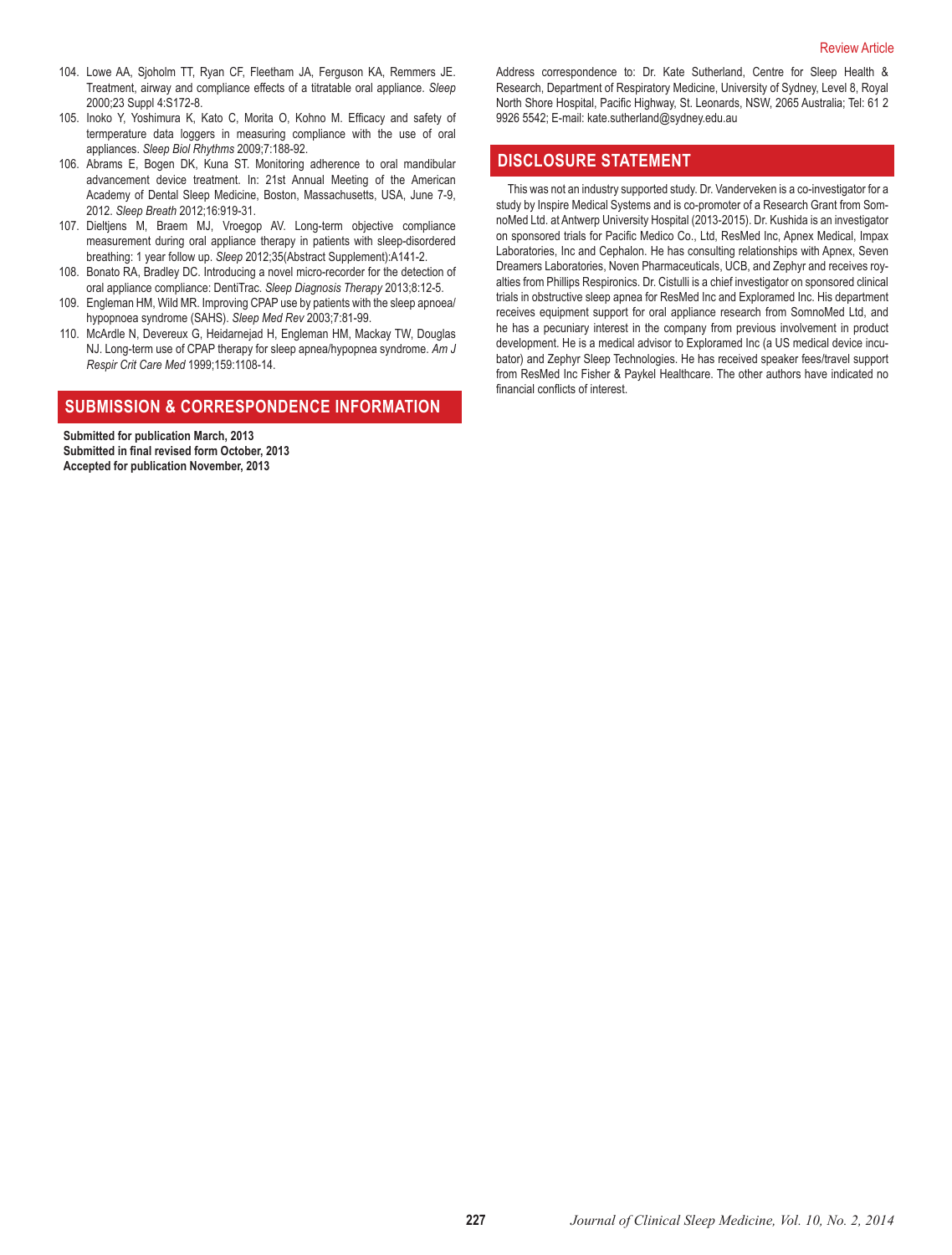104. Lowe AA, Sjoholm TT, Ryan CF, Fleetham JA, Ferguson KA, Remmers JE. Treatment, airway and compliance effects of a titratable oral appliance. *Sleep* 2000;23 Suppl 4:S172-8.
105. Inoko Y, Yoshimura K, Kato C, Morita O, Kohno M. Efficacy and safety of termperature data loggers in measuring compliance with the use of oral appliances. *Sleep Biol Rhythms* 2009;7:188-92.
106. Abrams E, Bogen DK, Kuna ST. Monitoring adherence to oral mandibular advancement device treatment. In: 21st Annual Meeting of the American Academy of Dental Sleep Medicine, Boston, Massachusetts, USA, June 7-9, 2012. *Sleep Breath* 2012;16:919-31.
107. Dieltjens M, Braem MJ, Vroegop AV. Long-term objective compliance measurement during oral appliance therapy in patients with sleep-disordered breathing: 1 year follow up. *Sleep* 2012;35(Abstract Supplement):A141-2.
108. Bonato RA, Bradley DC. Introducing a novel micro-recorder for the detection of oral appliance compliance: DentiTrac. *Sleep Diagnosis Therapy* 2013;8:12-5.
109. Engleman HM, Wild MR. Improving CPAP use by patients with the sleep apnoea/hypopnoea syndrome (SAHS). *Sleep Med Rev* 2003;7:81-99.
110. McArdle N, Devereux G, Heidarnejad H, Engleman HM, Mackay TW, Douglas NJ. Long-term use of CPAP therapy for sleep apnea/hypopnea syndrome. *Am J Respir Crit Care Med* 1999;159:1108-14.

## SUBMISSION & CORRESPONDENCE INFORMATION

**Submitted for publication March, 2013**
**Submitted in final revised form October, 2013**
**Accepted for publication November, 2013**

Address correspondence to: Dr. Kate Sutherland, Centre for Sleep Health & Research, Department of Respiratory Medicine, University of Sydney, Level 8, Royal North Shore Hospital, Pacific Highway, St. Leonards, NSW, 2065 Australia; Tel: 61 2 9926 5542; E-mail: kate.sutherland@sydney.edu.au

## DISCLOSURE STATEMENT

This was not an industry supported study. Dr. Vanderveken is a co-investigator for a study by Inspire Medical Systems and is co-promoter of a Research Grant from SomnoMed Ltd. at Antwerp University Hospital (2013-2015). Dr. Kushida is an investigator on sponsored trials for Pacific Medico Co., Ltd, ResMed Inc, Apnex Medical, Impax Laboratories, Inc and Cephalon. He has consulting relationships with Apnex, Seven Dreamers Laboratories, Noven Pharmaceuticals, UCB, and Zephyr and receives royalties from Phillips Respironics. Dr. Cistulli is a chief investigator on sponsored clinical trials in obstructive sleep apnea for ResMed Inc and Exploramed Inc. His department receives equipment support for oral appliance research from SomnoMed Ltd, and he has a pecuniary interest in the company from previous involvement in product development. He is a medical advisor to Exploramed Inc (a US medical device incubator) and Zephyr Sleep Technologies. He has received speaker fees/travel support from ResMed Inc Fisher & Paykel Healthcare. The other authors have indicated no financial conflicts of interest.